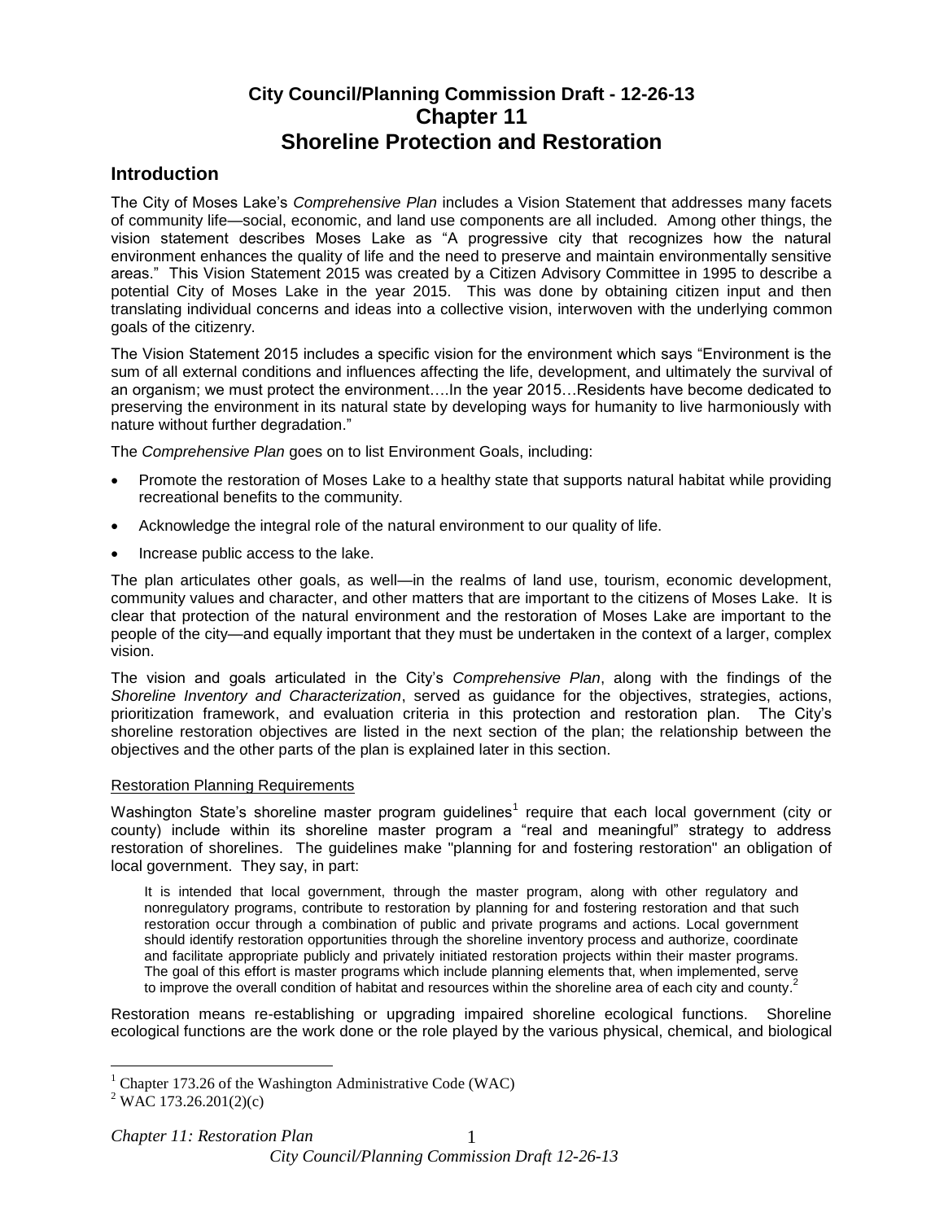# City Council/Planning Commission Draft - 12-26-13
# Chapter 11
# Shoreline Protection and Restoration

## Introduction

The City of Moses Lake's *Comprehensive Plan* includes a Vision Statement that addresses many facets of community life—social, economic, and land use components are all included. Among other things, the vision statement describes Moses Lake as "A progressive city that recognizes how the natural environment enhances the quality of life and the need to preserve and maintain environmentally sensitive areas." This Vision Statement 2015 was created by a Citizen Advisory Committee in 1995 to describe a potential City of Moses Lake in the year 2015. This was done by obtaining citizen input and then translating individual concerns and ideas into a collective vision, interwoven with the underlying common goals of the citizenry.

The Vision Statement 2015 includes a specific vision for the environment which says "Environment is the sum of all external conditions and influences affecting the life, development, and ultimately the survival of an organism; we must protect the environment….In the year 2015…Residents have become dedicated to preserving the environment in its natural state by developing ways for humanity to live harmoniously with nature without further degradation."

The *Comprehensive Plan* goes on to list Environment Goals, including:

- Promote the restoration of Moses Lake to a healthy state that supports natural habitat while providing recreational benefits to the community.
- Acknowledge the integral role of the natural environment to our quality of life.
- Increase public access to the lake.

The plan articulates other goals, as well—in the realms of land use, tourism, economic development, community values and character, and other matters that are important to the citizens of Moses Lake. It is clear that protection of the natural environment and the restoration of Moses Lake are important to the people of the city—and equally important that they must be undertaken in the context of a larger, complex vision.

The vision and goals articulated in the City's *Comprehensive Plan*, along with the findings of the *Shoreline Inventory and Characterization*, served as guidance for the objectives, strategies, actions, prioritization framework, and evaluation criteria in this protection and restoration plan. The City's shoreline restoration objectives are listed in the next section of the plan; the relationship between the objectives and the other parts of the plan is explained later in this section.

### Restoration Planning Requirements

Washington State's shoreline master program guidelines[1] require that each local government (city or county) include within its shoreline master program a "real and meaningful" strategy to address restoration of shorelines. The guidelines make "planning for and fostering restoration" an obligation of local government. They say, in part:

> It is intended that local government, through the master program, along with other regulatory and nonregulatory programs, contribute to restoration by planning for and fostering restoration and that such restoration occur through a combination of public and private programs and actions. Local government should identify restoration opportunities through the shoreline inventory process and authorize, coordinate and facilitate appropriate publicly and privately initiated restoration projects within their master programs. The goal of this effort is master programs which include planning elements that, when implemented, serve to improve the overall condition of habitat and resources within the shoreline area of each city and county.[2]

Restoration means re-establishing or upgrading impaired shoreline ecological functions. Shoreline ecological functions are the work done or the role played by the various physical, chemical, and biological

---

[1] Chapter 173.26 of the Washington Administrative Code (WAC)

[2] WAC 173.26.201(2)(c)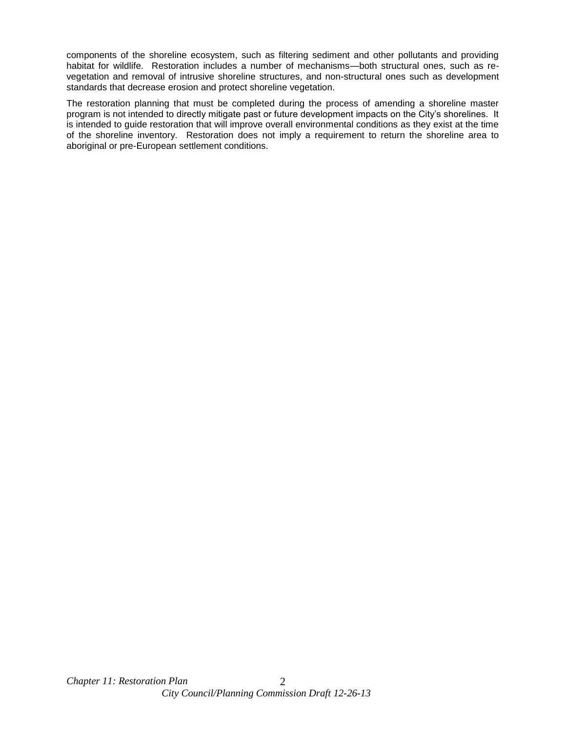components of the shoreline ecosystem, such as filtering sediment and other pollutants and providing habitat for wildlife. Restoration includes a number of mechanisms—both structural ones, such as re-vegetation and removal of intrusive shoreline structures, and non-structural ones such as development standards that decrease erosion and protect shoreline vegetation.

The restoration planning that must be completed during the process of amending a shoreline master program is not intended to directly mitigate past or future development impacts on the City's shorelines. It is intended to guide restoration that will improve overall environmental conditions as they exist at the time of the shoreline inventory. Restoration does not imply a requirement to return the shoreline area to aboriginal or pre-European settlement conditions.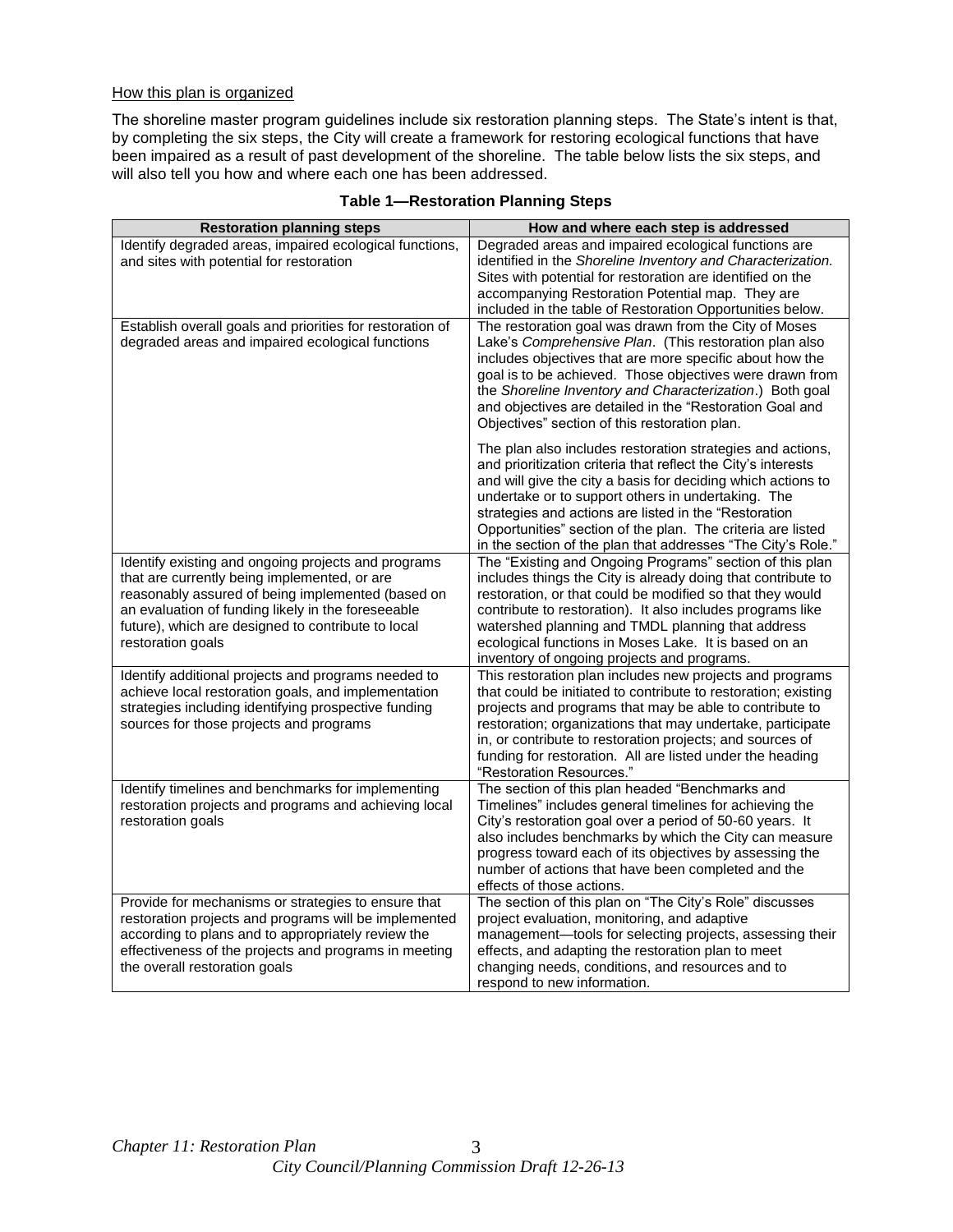How this plan is organized

The shoreline master program guidelines include six restoration planning steps. The State's intent is that, by completing the six steps, the City will create a framework for restoring ecological functions that have been impaired as a result of past development of the shoreline. The table below lists the six steps, and will also tell you how and where each one has been addressed.

**Table 1—Restoration Planning Steps**

| Restoration planning steps | How and where each step is addressed |
|---|---|
| Identify degraded areas, impaired ecological functions, and sites with potential for restoration | Degraded areas and impaired ecological functions are identified in the *Shoreline Inventory and Characterization.* Sites with potential for restoration are identified on the accompanying Restoration Potential map. They are included in the table of Restoration Opportunities below. |
| Establish overall goals and priorities for restoration of degraded areas and impaired ecological functions | The restoration goal was drawn from the City of Moses Lake's *Comprehensive Plan*. (This restoration plan also includes objectives that are more specific about how the goal is to be achieved. Those objectives were drawn from the *Shoreline Inventory and Characterization*.) Both goal and objectives are detailed in the "Restoration Goal and Objectives" section of this restoration plan.<br><br>The plan also includes restoration strategies and actions, and prioritization criteria that reflect the City's interests and will give the city a basis for deciding which actions to undertake or to support others in undertaking. The strategies and actions are listed in the "Restoration Opportunities" section of the plan. The criteria are listed in the section of the plan that addresses "The City's Role." |
| Identify existing and ongoing projects and programs that are currently being implemented, or are reasonably assured of being implemented (based on an evaluation of funding likely in the foreseeable future), which are designed to contribute to local restoration goals | The "Existing and Ongoing Programs" section of this plan includes things the City is already doing that contribute to restoration, or that could be modified so that they would contribute to restoration). It also includes programs like watershed planning and TMDL planning that address ecological functions in Moses Lake. It is based on an inventory of ongoing projects and programs. |
| Identify additional projects and programs needed to achieve local restoration goals, and implementation strategies including identifying prospective funding sources for those projects and programs | This restoration plan includes new projects and programs that could be initiated to contribute to restoration; existing projects and programs that may be able to contribute to restoration; organizations that may undertake, participate in, or contribute to restoration projects; and sources of funding for restoration. All are listed under the heading "Restoration Resources." |
| Identify timelines and benchmarks for implementing restoration projects and programs and achieving local restoration goals | The section of this plan headed "Benchmarks and Timelines" includes general timelines for achieving the City's restoration goal over a period of 50-60 years. It also includes benchmarks by which the City can measure progress toward each of its objectives by assessing the number of actions that have been completed and the effects of those actions. |
| Provide for mechanisms or strategies to ensure that restoration projects and programs will be implemented according to plans and to appropriately review the effectiveness of the projects and programs in meeting the overall restoration goals | The section of this plan on "The City's Role" discusses project evaluation, monitoring, and adaptive management—tools for selecting projects, assessing their effects, and adapting the restoration plan to meet changing needs, conditions, and resources and to respond to new information. |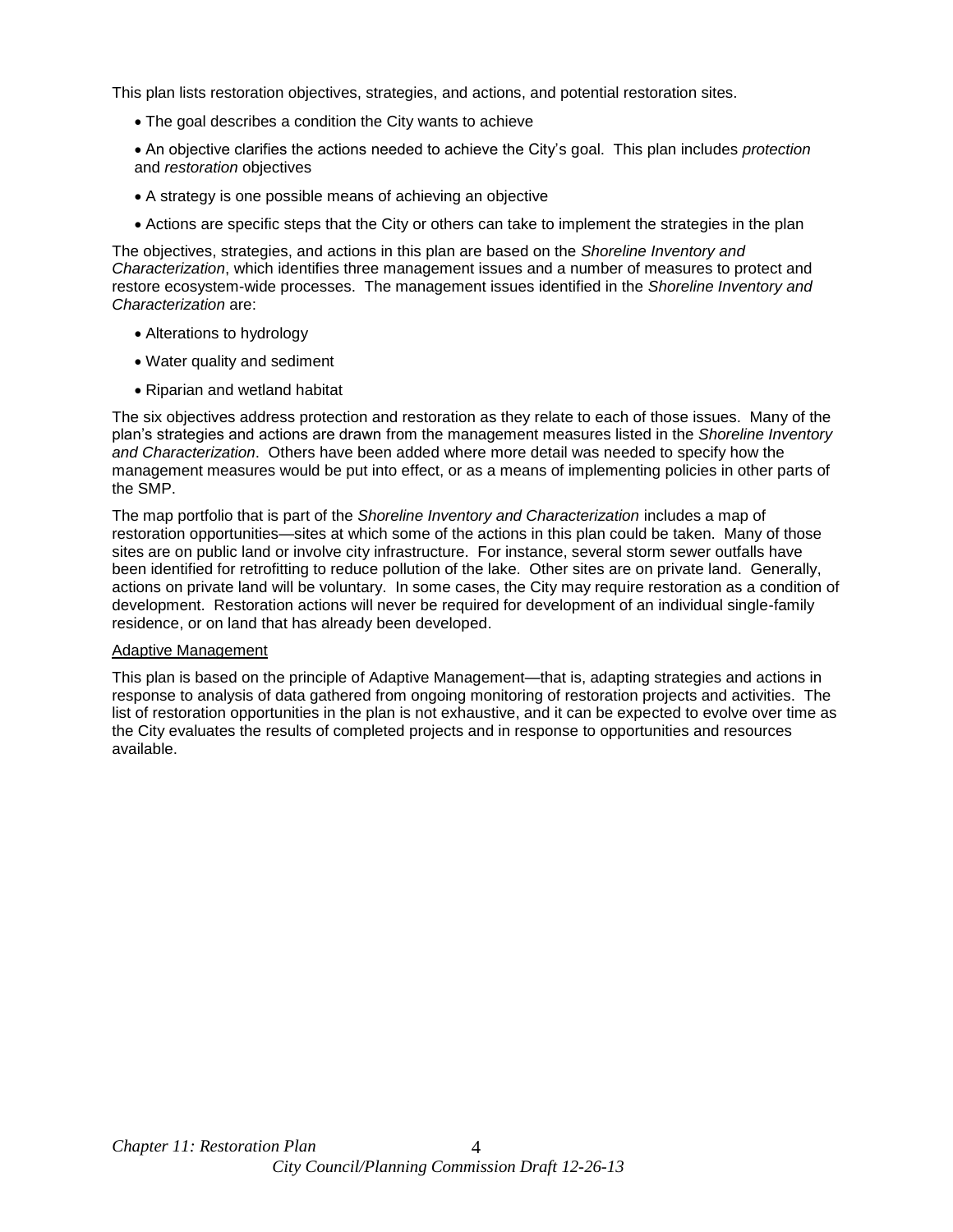This plan lists restoration objectives, strategies, and actions, and potential restoration sites.

- The goal describes a condition the City wants to achieve
- An objective clarifies the actions needed to achieve the City's goal. This plan includes *protection* and *restoration* objectives
- A strategy is one possible means of achieving an objective
- Actions are specific steps that the City or others can take to implement the strategies in the plan

The objectives, strategies, and actions in this plan are based on the *Shoreline Inventory and Characterization*, which identifies three management issues and a number of measures to protect and restore ecosystem-wide processes. The management issues identified in the *Shoreline Inventory and Characterization* are:

- Alterations to hydrology
- Water quality and sediment
- Riparian and wetland habitat

The six objectives address protection and restoration as they relate to each of those issues. Many of the plan's strategies and actions are drawn from the management measures listed in the *Shoreline Inventory and Characterization*. Others have been added where more detail was needed to specify how the management measures would be put into effect, or as a means of implementing policies in other parts of the SMP.

The map portfolio that is part of the *Shoreline Inventory and Characterization* includes a map of restoration opportunities—sites at which some of the actions in this plan could be taken. Many of those sites are on public land or involve city infrastructure. For instance, several storm sewer outfalls have been identified for retrofitting to reduce pollution of the lake. Other sites are on private land. Generally, actions on private land will be voluntary. In some cases, the City may require restoration as a condition of development. Restoration actions will never be required for development of an individual single-family residence, or on land that has already been developed.

<u>Adaptive Management</u>

This plan is based on the principle of Adaptive Management—that is, adapting strategies and actions in response to analysis of data gathered from ongoing monitoring of restoration projects and activities. The list of restoration opportunities in the plan is not exhaustive, and it can be expected to evolve over time as the City evaluates the results of completed projects and in response to opportunities and resources available.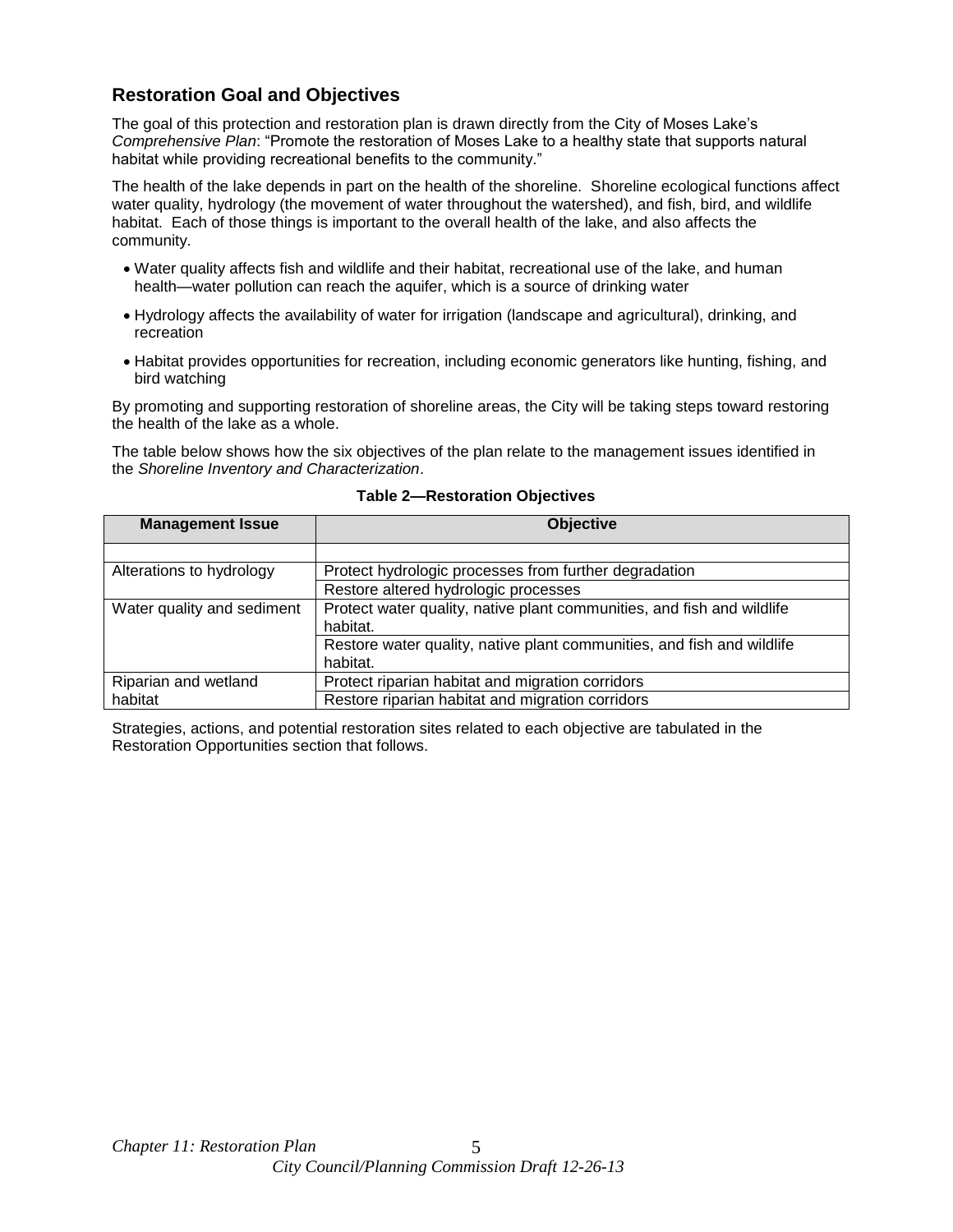## Restoration Goal and Objectives

The goal of this protection and restoration plan is drawn directly from the City of Moses Lake's *Comprehensive Plan*: "Promote the restoration of Moses Lake to a healthy state that supports natural habitat while providing recreational benefits to the community."

The health of the lake depends in part on the health of the shoreline. Shoreline ecological functions affect water quality, hydrology (the movement of water throughout the watershed), and fish, bird, and wildlife habitat. Each of those things is important to the overall health of the lake, and also affects the community.

- Water quality affects fish and wildlife and their habitat, recreational use of the lake, and human health—water pollution can reach the aquifer, which is a source of drinking water
- Hydrology affects the availability of water for irrigation (landscape and agricultural), drinking, and recreation
- Habitat provides opportunities for recreation, including economic generators like hunting, fishing, and bird watching

By promoting and supporting restoration of shoreline areas, the City will be taking steps toward restoring the health of the lake as a whole.

The table below shows how the six objectives of the plan relate to the management issues identified in the *Shoreline Inventory and Characterization*.

**Table 2—Restoration Objectives**

| Management Issue | Objective |
|---|---|
| | |
| Alterations to hydrology | Protect hydrologic processes from further degradation |
| | Restore altered hydrologic processes |
| Water quality and sediment | Protect water quality, native plant communities, and fish and wildlife habitat. |
| | Restore water quality, native plant communities, and fish and wildlife habitat. |
| Riparian and wetland habitat | Protect riparian habitat and migration corridors |
| | Restore riparian habitat and migration corridors |

Strategies, actions, and potential restoration sites related to each objective are tabulated in the Restoration Opportunities section that follows.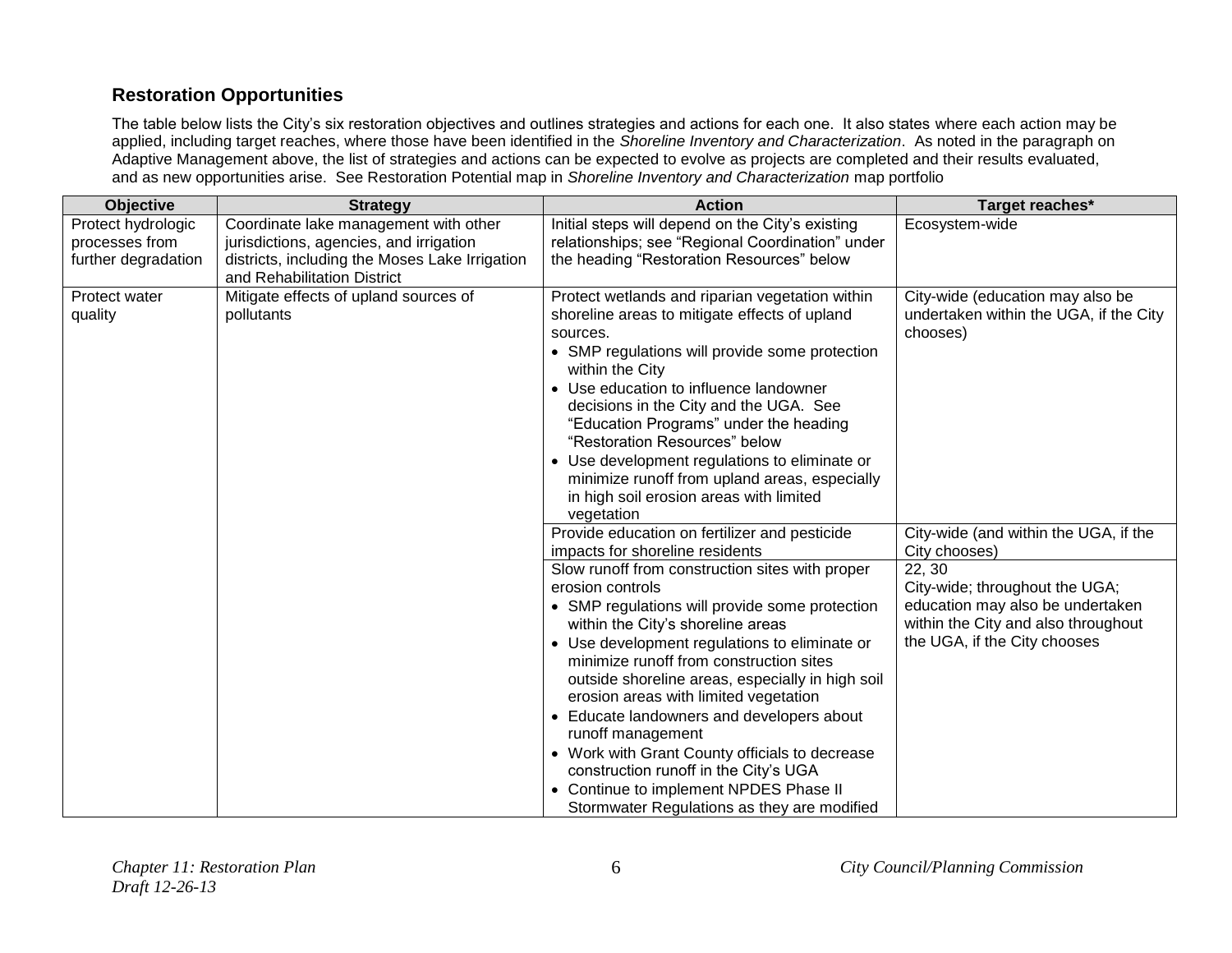### Restoration Opportunities

The table below lists the City's six restoration objectives and outlines strategies and actions for each one. It also states where each action may be applied, including target reaches, where those have been identified in the *Shoreline Inventory and Characterization*. As noted in the paragraph on Adaptive Management above, the list of strategies and actions can be expected to evolve as projects are completed and their results evaluated, and as new opportunities arise. See Restoration Potential map in *Shoreline Inventory and Characterization* map portfolio

| Objective | Strategy | Action | Target reaches* |
|---|---|---|---|
| Protect hydrologic processes from further degradation | Coordinate lake management with other jurisdictions, agencies, and irrigation districts, including the Moses Lake Irrigation and Rehabilitation District | Initial steps will depend on the City's existing relationships; see "Regional Coordination" under the heading "Restoration Resources" below | Ecosystem-wide |
| Protect water quality | Mitigate effects of upland sources of pollutants | Protect wetlands and riparian vegetation within shoreline areas to mitigate effects of upland sources.<br>• SMP regulations will provide some protection within the City<br>• Use education to influence landowner decisions in the City and the UGA. See "Education Programs" under the heading "Restoration Resources" below<br>• Use development regulations to eliminate or minimize runoff from upland areas, especially in high soil erosion areas with limited vegetation | City-wide (education may also be undertaken within the UGA, if the City chooses) |
| | | Provide education on fertilizer and pesticide impacts for shoreline residents | City-wide (and within the UGA, if the City chooses) |
| | | Slow runoff from construction sites with proper erosion controls<br>• SMP regulations will provide some protection within the City's shoreline areas<br>• Use development regulations to eliminate or minimize runoff from construction sites outside shoreline areas, especially in high soil erosion areas with limited vegetation<br>• Educate landowners and developers about runoff management<br>• Work with Grant County officials to decrease construction runoff in the City's UGA<br>• Continue to implement NPDES Phase II Stormwater Regulations as they are modified | 22, 30<br>City-wide; throughout the UGA; education may also be undertaken within the City and also throughout the UGA, if the City chooses |

*Chapter 11: Restoration Plan*
*Draft 12-26-13*

*City Council/Planning Commission*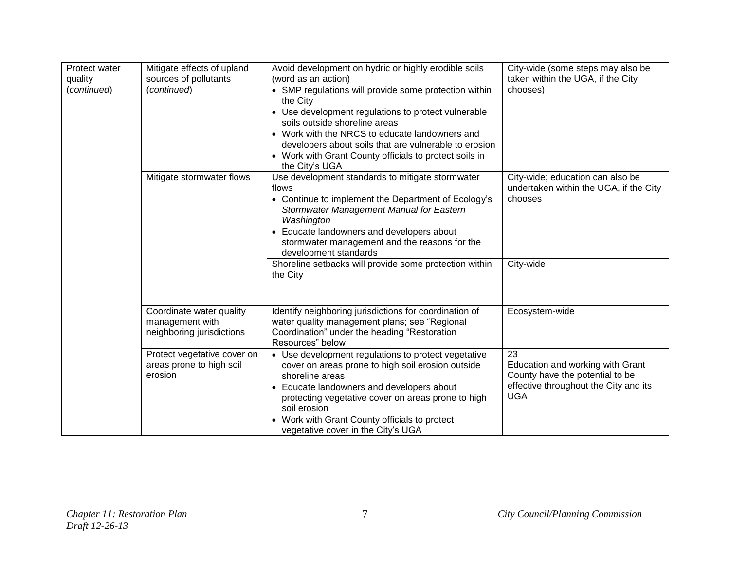| | | | |
|---|---|---|---|
| Protect water quality (*continued*) | Mitigate effects of upland sources of pollutants (*continued*) | Avoid development on hydric or highly erodible soils (word as an action)<br>• SMP regulations will provide some protection within the City<br>• Use development regulations to protect vulnerable soils outside shoreline areas<br>• Work with the NRCS to educate landowners and developers about soils that are vulnerable to erosion<br>• Work with Grant County officials to protect soils in the City's UGA | City-wide (some steps may also be taken within the UGA, if the City chooses) |
| | Mitigate stormwater flows | Use development standards to mitigate stormwater flows<br>• Continue to implement the Department of Ecology's *Stormwater Management Manual for Eastern Washington*<br>• Educate landowners and developers about stormwater management and the reasons for the development standards | City-wide; education can also be undertaken within the UGA, if the City chooses |
| | | Shoreline setbacks will provide some protection within the City | City-wide |
| | Coordinate water quality management with neighboring jurisdictions | Identify neighboring jurisdictions for coordination of water quality management plans; see "Regional Coordination" under the heading "Restoration Resources" below | Ecosystem-wide |
| | Protect vegetative cover on areas prone to high soil erosion | • Use development regulations to protect vegetative cover on areas prone to high soil erosion outside shoreline areas<br>• Educate landowners and developers about protecting vegetative cover on areas prone to high soil erosion<br>• Work with Grant County officials to protect vegetative cover in the City's UGA | 23<br>Education and working with Grant County have the potential to be effective throughout the City and its UGA |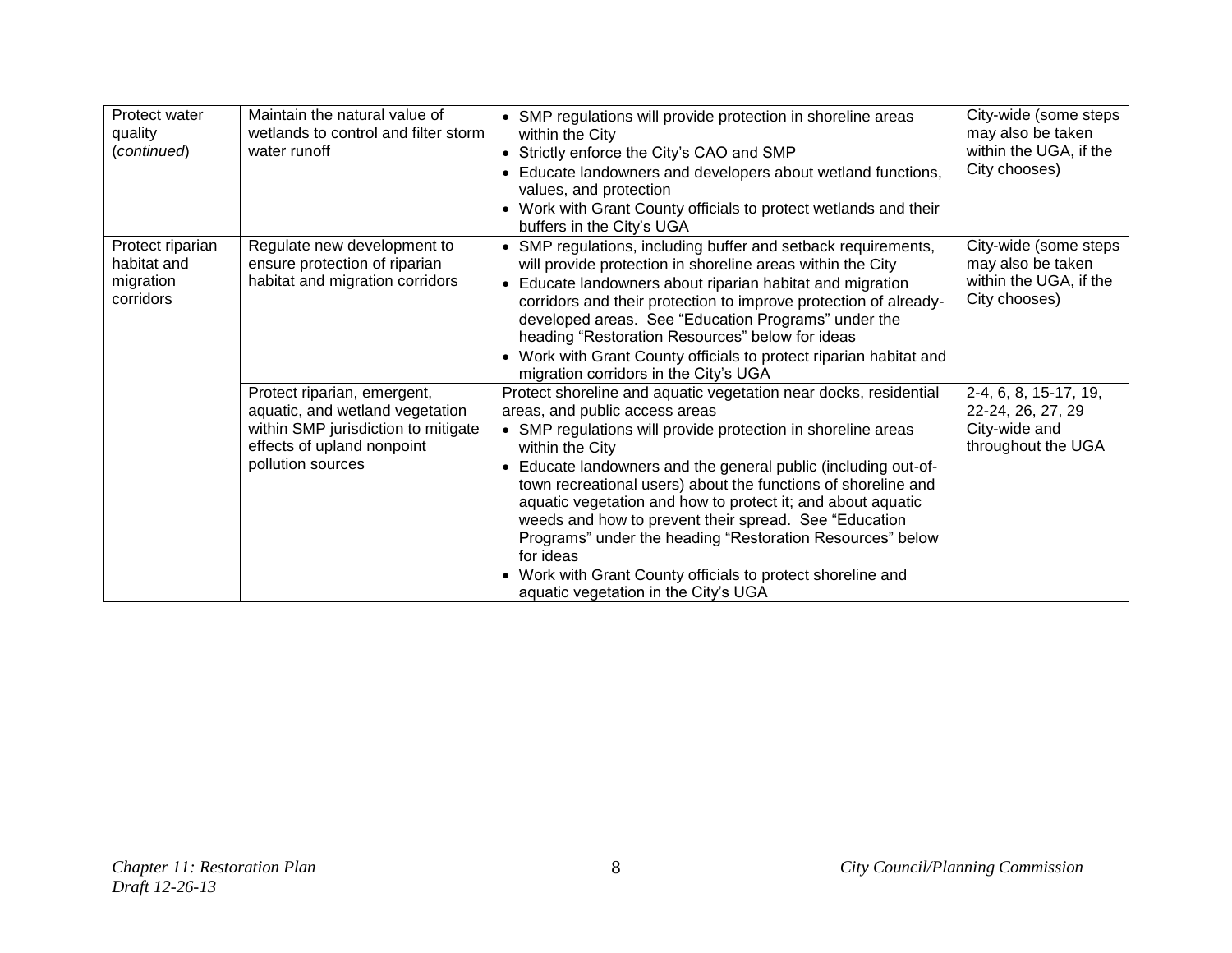| | | | |
|---|---|---|---|
| Protect water quality (*continued*) | Maintain the natural value of wetlands to control and filter storm water runoff | • SMP regulations will provide protection in shoreline areas within the City<br>• Strictly enforce the City's CAO and SMP<br>• Educate landowners and developers about wetland functions, values, and protection<br>• Work with Grant County officials to protect wetlands and their buffers in the City's UGA | City-wide (some steps may also be taken within the UGA, if the City chooses) |
| Protect riparian habitat and migration corridors | Regulate new development to ensure protection of riparian habitat and migration corridors | • SMP regulations, including buffer and setback requirements, will provide protection in shoreline areas within the City<br>• Educate landowners about riparian habitat and migration corridors and their protection to improve protection of already-developed areas. See "Education Programs" under the heading "Restoration Resources" below for ideas<br>• Work with Grant County officials to protect riparian habitat and migration corridors in the City's UGA | City-wide (some steps may also be taken within the UGA, if the City chooses) |
| | Protect riparian, emergent, aquatic, and wetland vegetation within SMP jurisdiction to mitigate effects of upland nonpoint pollution sources | Protect shoreline and aquatic vegetation near docks, residential areas, and public access areas<br>• SMP regulations will provide protection in shoreline areas within the City<br>• Educate landowners and the general public (including out-of-town recreational users) about the functions of shoreline and aquatic vegetation and how to protect it; and about aquatic weeds and how to prevent their spread. See "Education Programs" under the heading "Restoration Resources" below for ideas<br>• Work with Grant County officials to protect shoreline and aquatic vegetation in the City's UGA | 2-4, 6, 8, 15-17, 19, 22-24, 26, 27, 29<br>City-wide and throughout the UGA |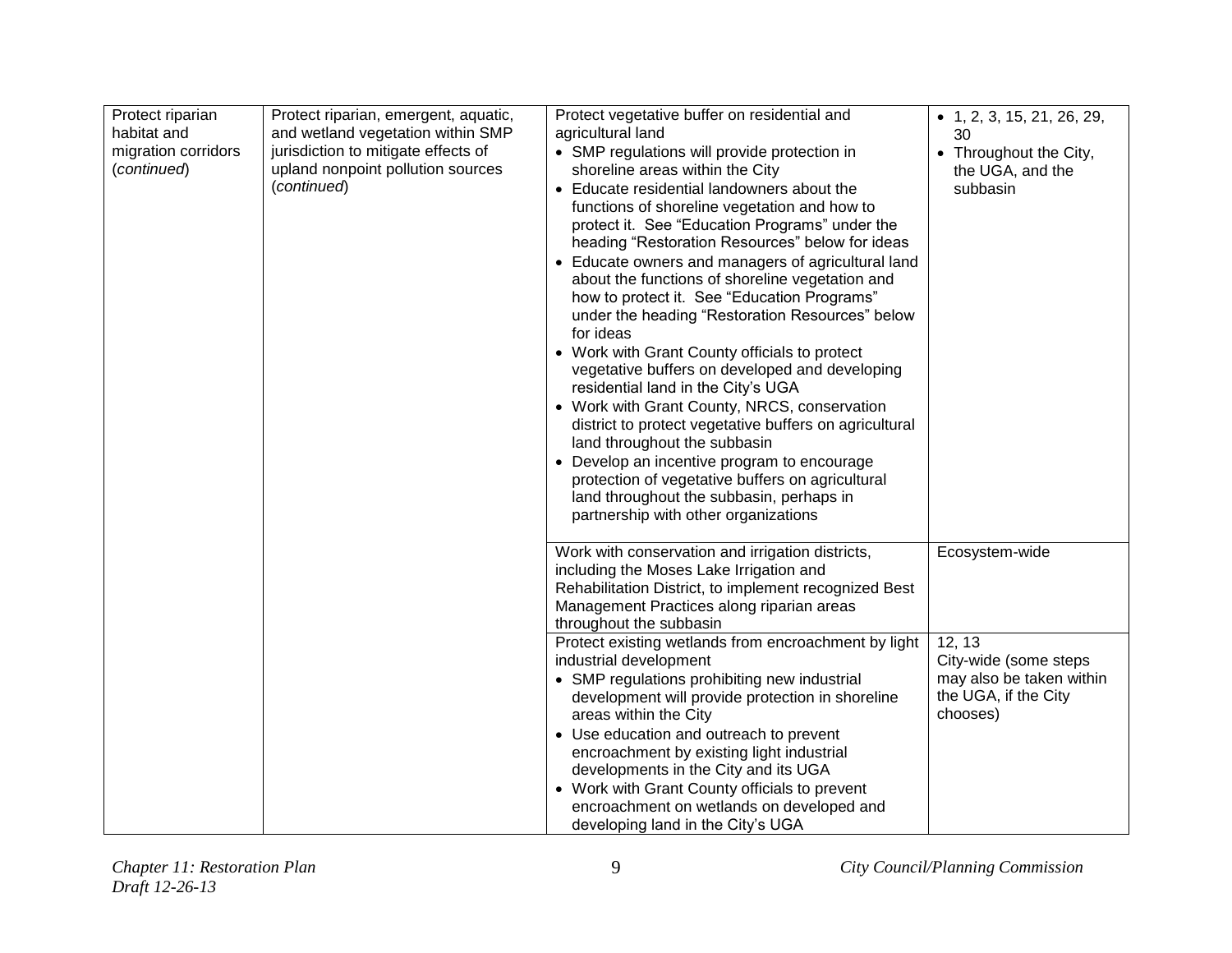| | | | |
|---|---|---|---|
| Protect riparian habitat and migration corridors (*continued*) | Protect riparian, emergent, aquatic, and wetland vegetation within SMP jurisdiction to mitigate effects of upland nonpoint pollution sources (*continued*) | Protect vegetative buffer on residential and agricultural land<br>• SMP regulations will provide protection in shoreline areas within the City<br>• Educate residential landowners about the functions of shoreline vegetation and how to protect it. See "Education Programs" under the heading "Restoration Resources" below for ideas<br>• Educate owners and managers of agricultural land about the functions of shoreline vegetation and how to protect it. See "Education Programs" under the heading "Restoration Resources" below for ideas<br>• Work with Grant County officials to protect vegetative buffers on developed and developing residential land in the City's UGA<br>• Work with Grant County, NRCS, conservation district to protect vegetative buffers on agricultural land throughout the subbasin<br>• Develop an incentive program to encourage protection of vegetative buffers on agricultural land throughout the subbasin, perhaps in partnership with other organizations | • 1, 2, 3, 15, 21, 26, 29, 30<br>• Throughout the City, the UGA, and the subbasin |
| | | Work with conservation and irrigation districts, including the Moses Lake Irrigation and Rehabilitation District, to implement recognized Best Management Practices along riparian areas throughout the subbasin | Ecosystem-wide |
| | | Protect existing wetlands from encroachment by light industrial development<br>• SMP regulations prohibiting new industrial development will provide protection in shoreline areas within the City<br>• Use education and outreach to prevent encroachment by existing light industrial developments in the City and its UGA<br>• Work with Grant County officials to prevent encroachment on wetlands on developed and developing land in the City's UGA | 12, 13<br>City-wide (some steps may also be taken within the UGA, if the City chooses) |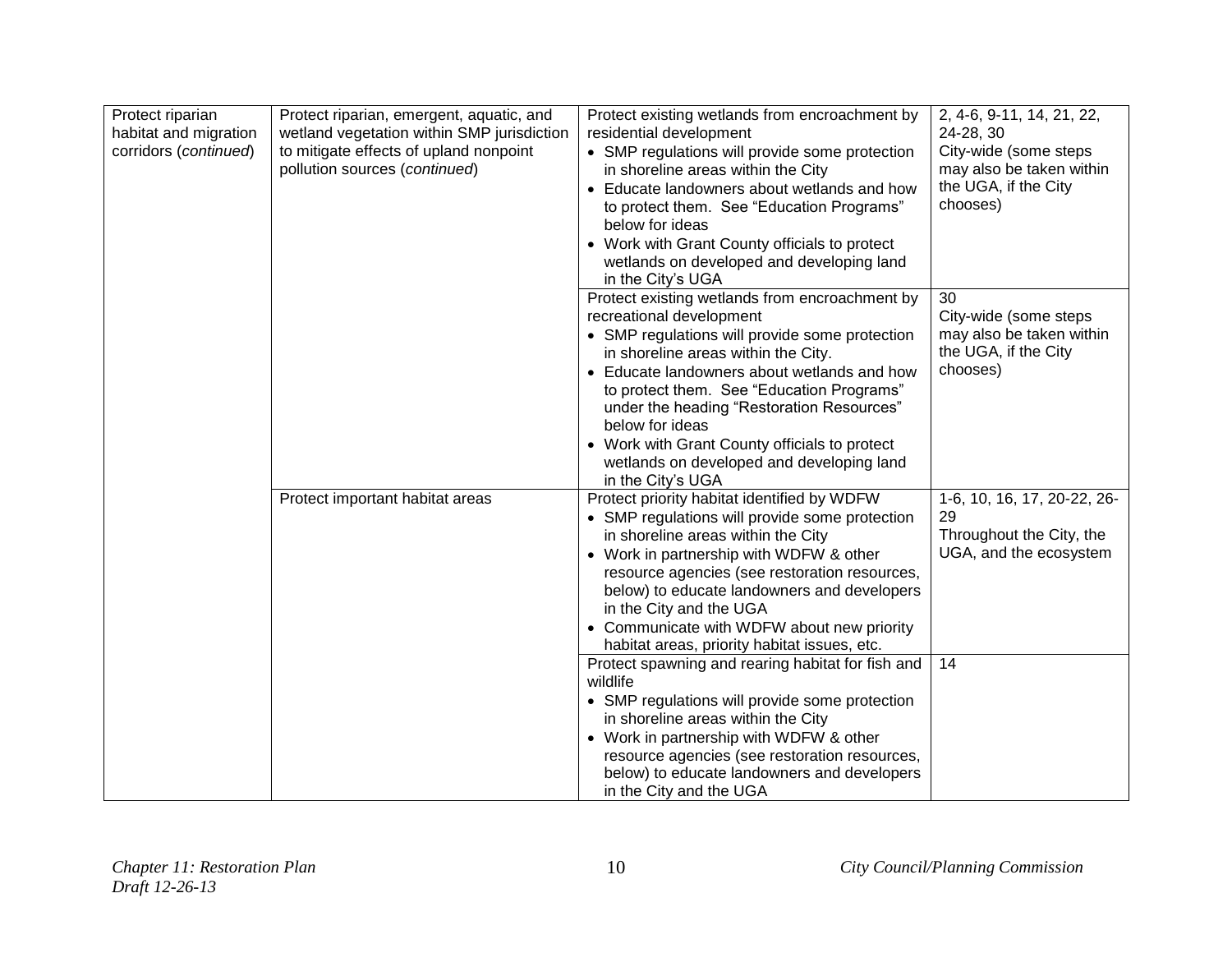| | | | |
|---|---|---|---|
| Protect riparian habitat and migration corridors (*continued*) | Protect riparian, emergent, aquatic, and wetland vegetation within SMP jurisdiction to mitigate effects of upland nonpoint pollution sources (*continued*) | Protect existing wetlands from encroachment by residential development<br>• SMP regulations will provide some protection in shoreline areas within the City<br>• Educate landowners about wetlands and how to protect them. See "Education Programs" below for ideas<br>• Work with Grant County officials to protect wetlands on developed and developing land in the City's UGA | 2, 4-6, 9-11, 14, 21, 22, 24-28, 30<br>City-wide (some steps may also be taken within the UGA, if the City chooses) |
| | | Protect existing wetlands from encroachment by recreational development<br>• SMP regulations will provide some protection in shoreline areas within the City.<br>• Educate landowners about wetlands and how to protect them. See "Education Programs" under the heading "Restoration Resources" below for ideas<br>• Work with Grant County officials to protect wetlands on developed and developing land in the City's UGA | 30<br>City-wide (some steps may also be taken within the UGA, if the City chooses) |
| | Protect important habitat areas | Protect priority habitat identified by WDFW<br>• SMP regulations will provide some protection in shoreline areas within the City<br>• Work in partnership with WDFW & other resource agencies (see restoration resources, below) to educate landowners and developers in the City and the UGA<br>• Communicate with WDFW about new priority habitat areas, priority habitat issues, etc. | 1-6, 10, 16, 17, 20-22, 26-29<br>Throughout the City, the UGA, and the ecosystem |
| | | Protect spawning and rearing habitat for fish and wildlife<br>• SMP regulations will provide some protection in shoreline areas within the City<br>• Work in partnership with WDFW & other resource agencies (see restoration resources, below) to educate landowners and developers in the City and the UGA | 14 |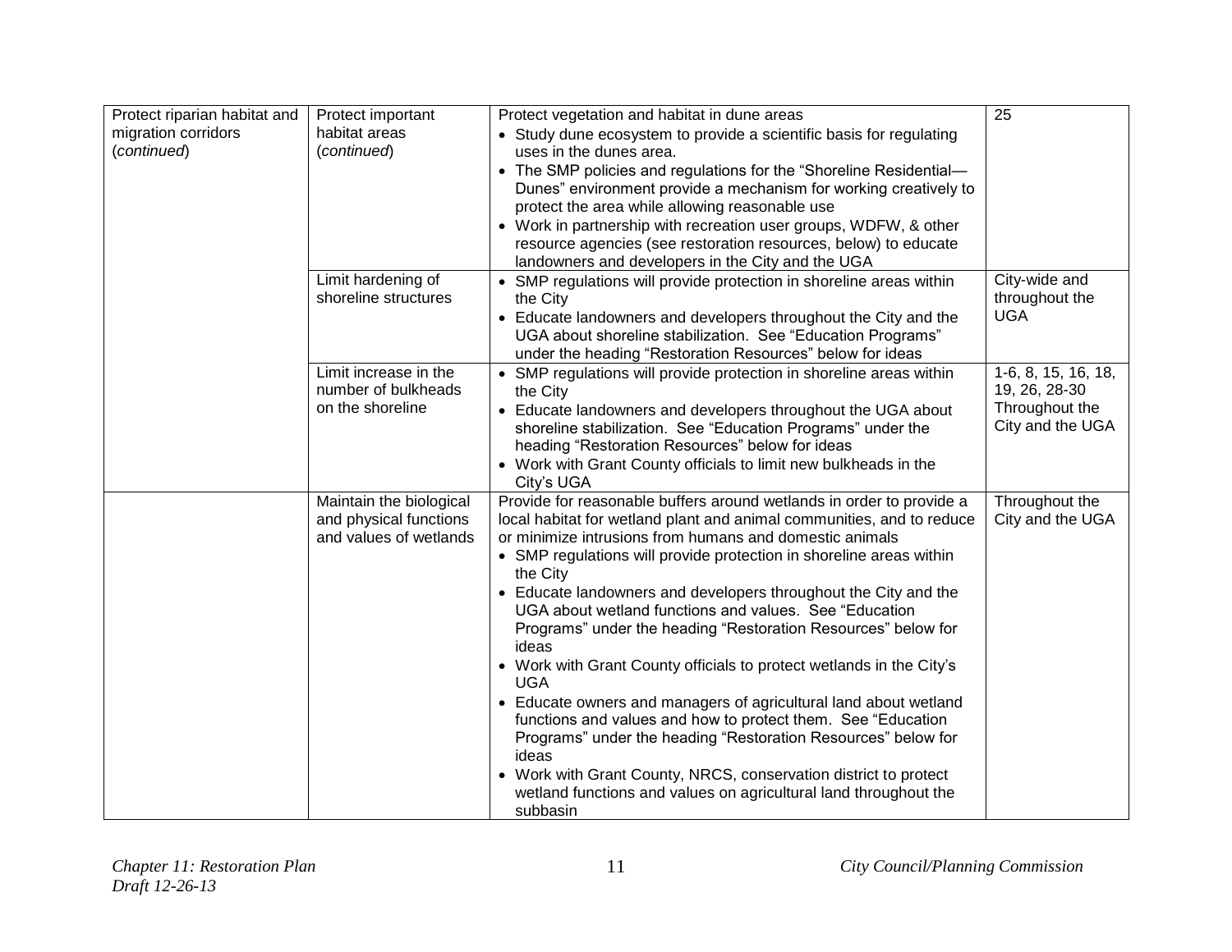| | | | |
|---|---|---|---|
| Protect riparian habitat and migration corridors (*continued*) | Protect important habitat areas (*continued*) | Protect vegetation and habitat in dune areas<br>• Study dune ecosystem to provide a scientific basis for regulating uses in the dunes area.<br>• The SMP policies and regulations for the "Shoreline Residential—Dunes" environment provide a mechanism for working creatively to protect the area while allowing reasonable use<br>• Work in partnership with recreation user groups, WDFW, & other resource agencies (see restoration resources, below) to educate landowners and developers in the City and the UGA | 25 |
| | Limit hardening of shoreline structures | • SMP regulations will provide protection in shoreline areas within the City<br>• Educate landowners and developers throughout the City and the UGA about shoreline stabilization. See "Education Programs" under the heading "Restoration Resources" below for ideas | City-wide and throughout the UGA |
| | Limit increase in the number of bulkheads on the shoreline | • SMP regulations will provide protection in shoreline areas within the City<br>• Educate landowners and developers throughout the UGA about shoreline stabilization. See "Education Programs" under the heading "Restoration Resources" below for ideas<br>• Work with Grant County officials to limit new bulkheads in the City's UGA | 1-6, 8, 15, 16, 18, 19, 26, 28-30 Throughout the City and the UGA |
| | Maintain the biological and physical functions and values of wetlands | Provide for reasonable buffers around wetlands in order to provide a local habitat for wetland plant and animal communities, and to reduce or minimize intrusions from humans and domestic animals<br>• SMP regulations will provide protection in shoreline areas within the City<br>• Educate landowners and developers throughout the City and the UGA about wetland functions and values. See "Education Programs" under the heading "Restoration Resources" below for ideas<br>• Work with Grant County officials to protect wetlands in the City's UGA<br>• Educate owners and managers of agricultural land about wetland functions and values and how to protect them. See "Education Programs" under the heading "Restoration Resources" below for ideas<br>• Work with Grant County, NRCS, conservation district to protect wetland functions and values on agricultural land throughout the subbasin | Throughout the City and the UGA |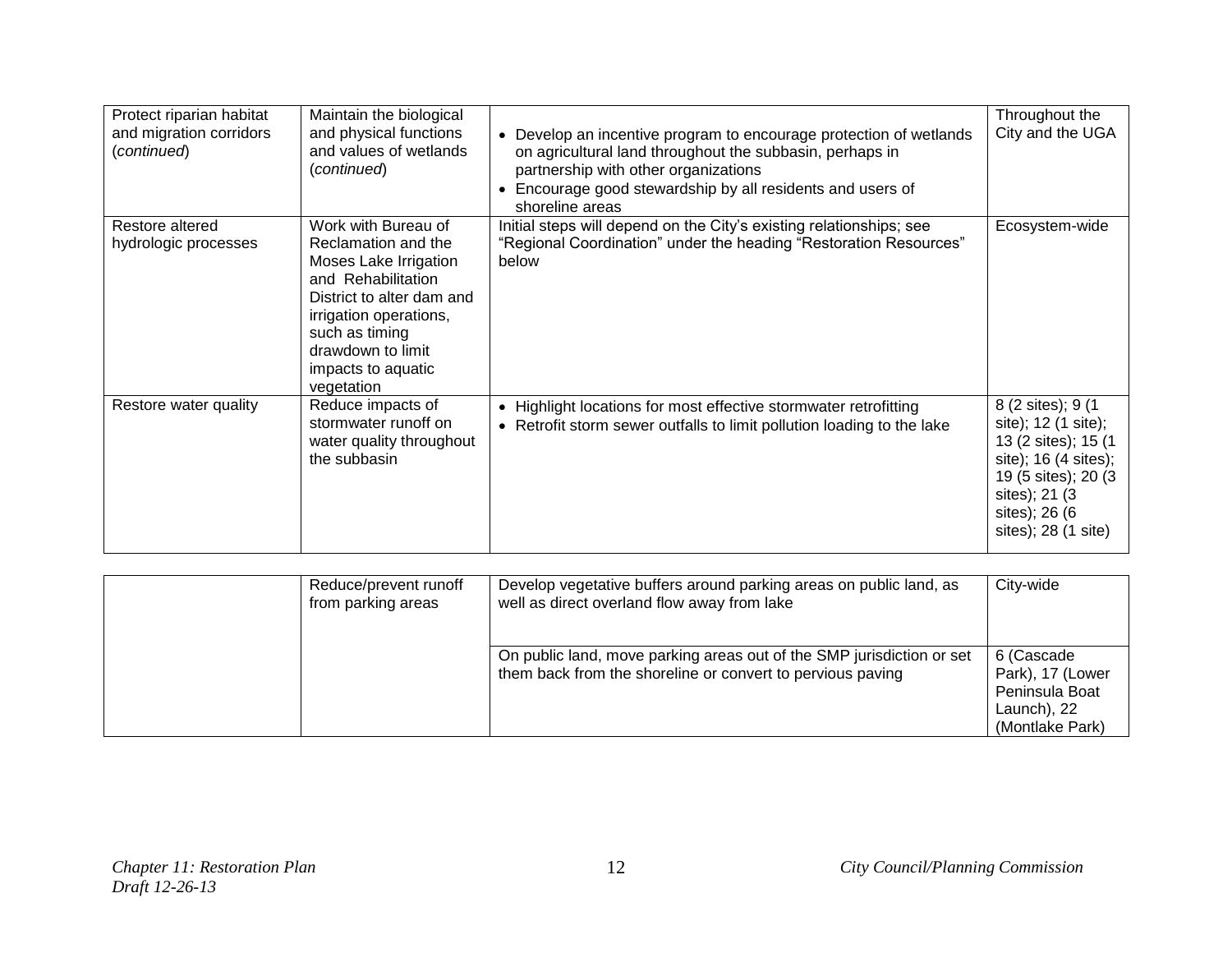| | | | |
|---|---|---|---|
| Protect riparian habitat and migration corridors (*continued*) | Maintain the biological and physical functions and values of wetlands (*continued*) | • Develop an incentive program to encourage protection of wetlands on agricultural land throughout the subbasin, perhaps in partnership with other organizations<br>• Encourage good stewardship by all residents and users of shoreline areas | Throughout the City and the UGA |
| Restore altered hydrologic processes | Work with Bureau of Reclamation and the Moses Lake Irrigation and Rehabilitation District to alter dam and irrigation operations, such as timing drawdown to limit impacts to aquatic vegetation | Initial steps will depend on the City's existing relationships; see "Regional Coordination" under the heading "Restoration Resources" below | Ecosystem-wide |
| Restore water quality | Reduce impacts of stormwater runoff on water quality throughout the subbasin | • Highlight locations for most effective stormwater retrofitting<br>• Retrofit storm sewer outfalls to limit pollution loading to the lake | 8 (2 sites); 9 (1 site); 12 (1 site); 13 (2 sites); 15 (1 site); 16 (4 sites); 19 (5 sites); 20 (3 sites); 21 (3 sites); 26 (6 sites); 28 (1 site) |
| | Reduce/prevent runoff from parking areas | Develop vegetative buffers around parking areas on public land, as well as direct overland flow away from lake | City-wide |
| | | On public land, move parking areas out of the SMP jurisdiction or set them back from the shoreline or convert to pervious paving | 6 (Cascade Park), 17 (Lower Peninsula Boat Launch), 22 (Montlake Park) |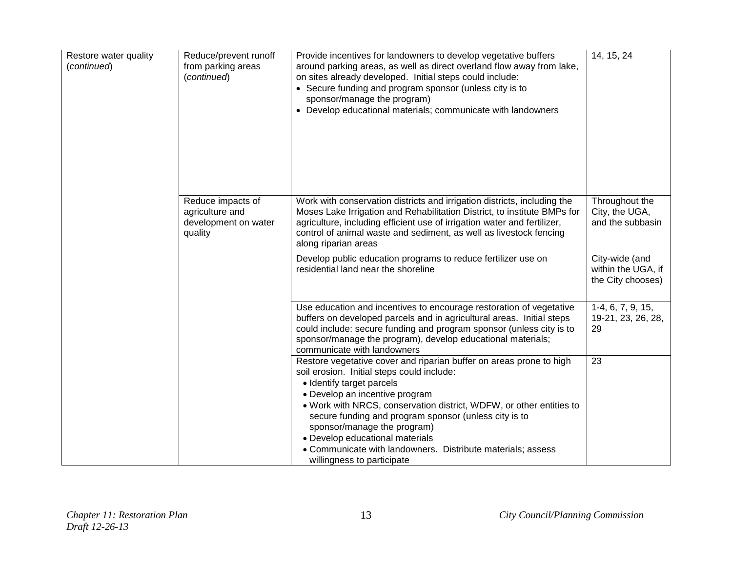| | | | |
|---|---|---|---|
| Restore water quality (*continued*) | Reduce/prevent runoff from parking areas (*continued*) | Provide incentives for landowners to develop vegetative buffers around parking areas, as well as direct overland flow away from lake, on sites already developed. Initial steps could include:<br>• Secure funding and program sponsor (unless city is to sponsor/manage the program)<br>• Develop educational materials; communicate with landowners | 14, 15, 24 |
| | Reduce impacts of agriculture and development on water quality | Work with conservation districts and irrigation districts, including the Moses Lake Irrigation and Rehabilitation District, to institute BMPs for agriculture, including efficient use of irrigation water and fertilizer, control of animal waste and sediment, as well as livestock fencing along riparian areas | Throughout the City, the UGA, and the subbasin |
| | | Develop public education programs to reduce fertilizer use on residential land near the shoreline | City-wide (and within the UGA, if the City chooses) |
| | | Use education and incentives to encourage restoration of vegetative buffers on developed parcels and in agricultural areas. Initial steps could include: secure funding and program sponsor (unless city is to sponsor/manage the program), develop educational materials; communicate with landowners | 1-4, 6, 7, 9, 15, 19-21, 23, 26, 28, 29 |
| | | Restore vegetative cover and riparian buffer on areas prone to high soil erosion. Initial steps could include:<br>• Identify target parcels<br>• Develop an incentive program<br>• Work with NRCS, conservation district, WDFW, or other entities to secure funding and program sponsor (unless city is to sponsor/manage the program)<br>• Develop educational materials<br>• Communicate with landowners. Distribute materials; assess willingness to participate | 23 |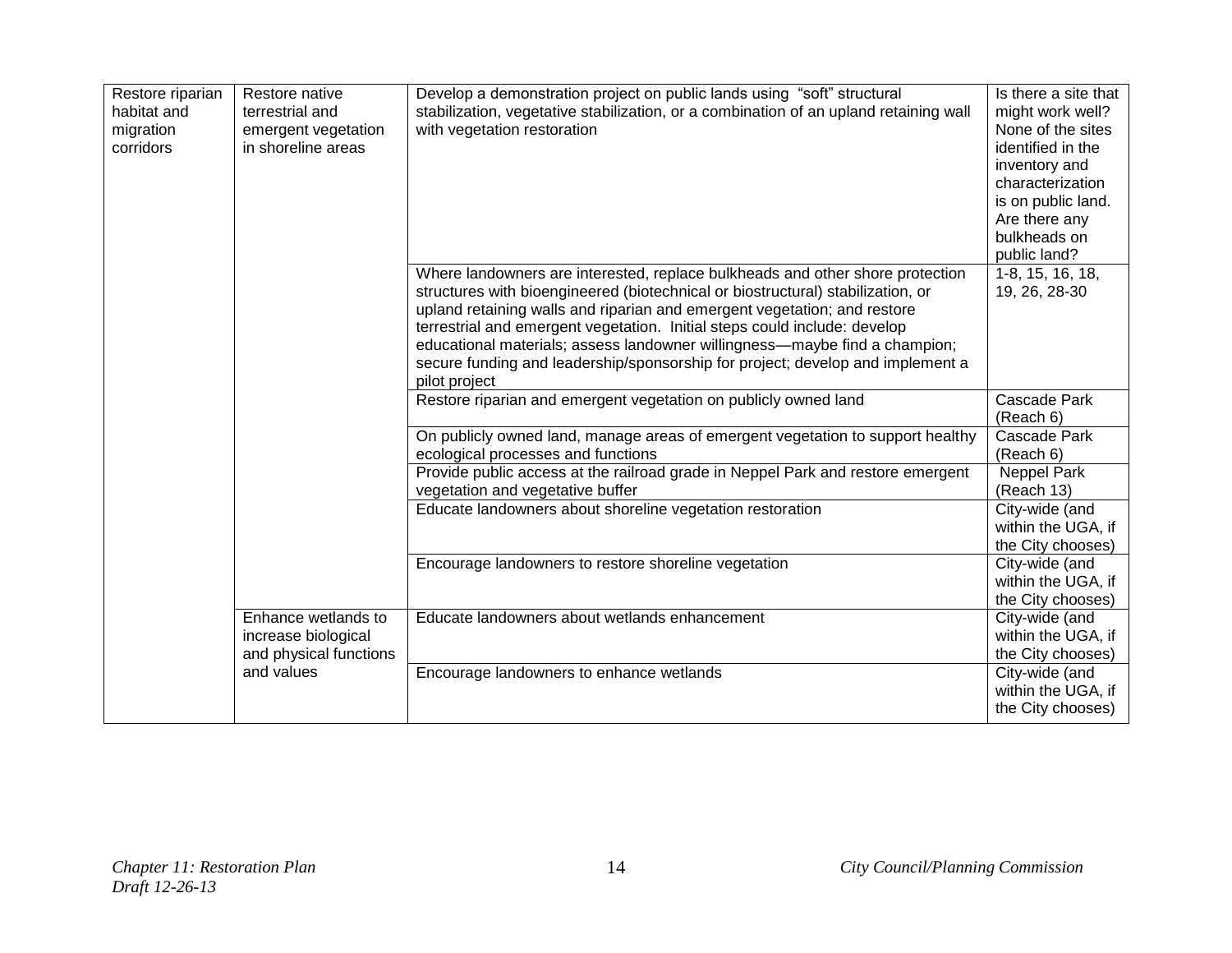| | | | |
|---|---|---|---|
| Restore riparian habitat and migration corridors | Restore native terrestrial and emergent vegetation in shoreline areas | Develop a demonstration project on public lands using "soft" structural stabilization, vegetative stabilization, or a combination of an upland retaining wall with vegetation restoration | Is there a site that might work well? None of the sites identified in the inventory and characterization is on public land. Are there any bulkheads on public land? |
| | | Where landowners are interested, replace bulkheads and other shore protection structures with bioengineered (biotechnical or biostructural) stabilization, or upland retaining walls and riparian and emergent vegetation; and restore terrestrial and emergent vegetation. Initial steps could include: develop educational materials; assess landowner willingness—maybe find a champion; secure funding and leadership/sponsorship for project; develop and implement a pilot project | 1-8, 15, 16, 18, 19, 26, 28-30 |
| | | Restore riparian and emergent vegetation on publicly owned land | Cascade Park (Reach 6) |
| | | On publicly owned land, manage areas of emergent vegetation to support healthy ecological processes and functions | Cascade Park (Reach 6) |
| | | Provide public access at the railroad grade in Neppel Park and restore emergent vegetation and vegetative buffer | Neppel Park (Reach 13) |
| | | Educate landowners about shoreline vegetation restoration | City-wide (and within the UGA, if the City chooses) |
| | | Encourage landowners to restore shoreline vegetation | City-wide (and within the UGA, if the City chooses) |
| | Enhance wetlands to increase biological and physical functions and values | Educate landowners about wetlands enhancement | City-wide (and within the UGA, if the City chooses) |
| | | Encourage landowners to enhance wetlands | City-wide (and within the UGA, if the City chooses) |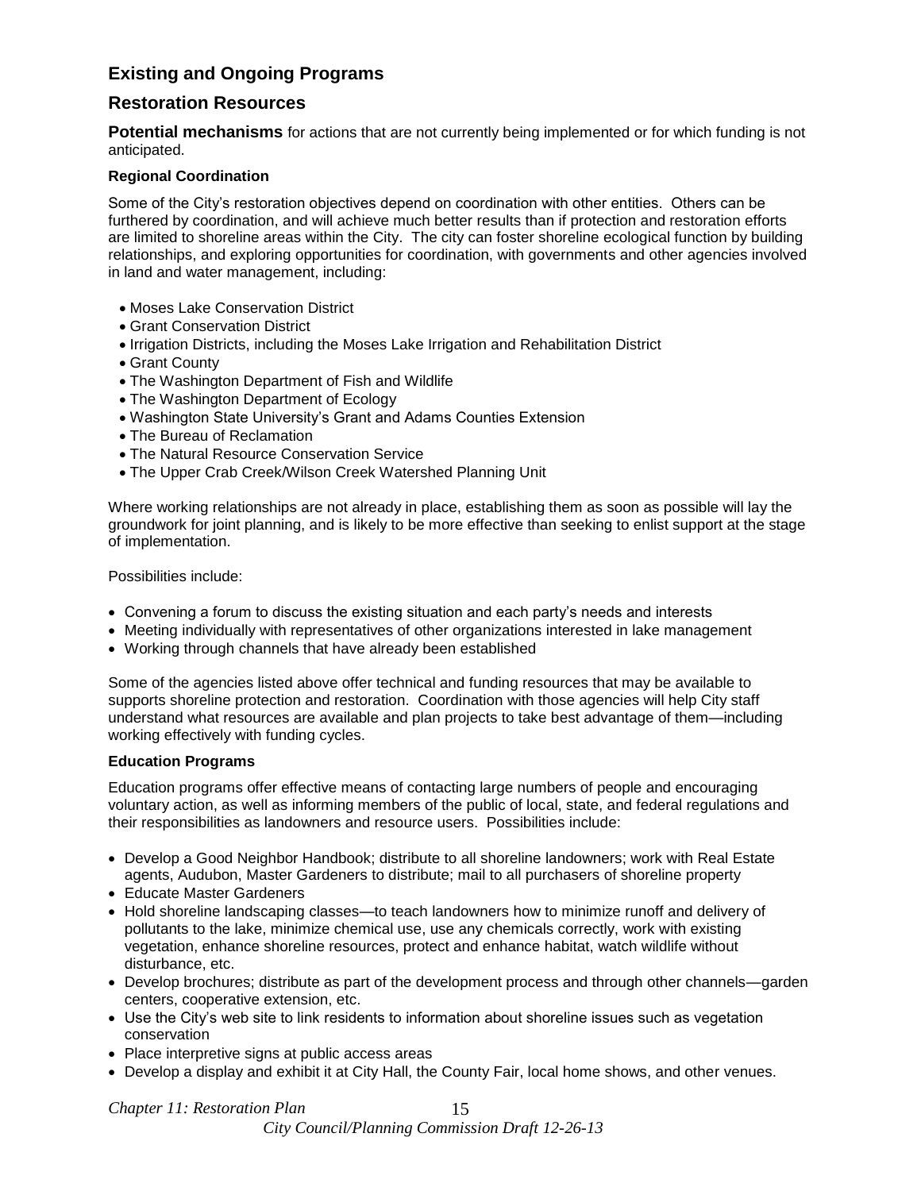## Existing and Ongoing Programs

## Restoration Resources

**Potential mechanisms** for actions that are not currently being implemented or for which funding is not anticipated.

**Regional Coordination**

Some of the City's restoration objectives depend on coordination with other entities. Others can be furthered by coordination, and will achieve much better results than if protection and restoration efforts are limited to shoreline areas within the City. The city can foster shoreline ecological function by building relationships, and exploring opportunities for coordination, with governments and other agencies involved in land and water management, including:

- Moses Lake Conservation District
- Grant Conservation District
- Irrigation Districts, including the Moses Lake Irrigation and Rehabilitation District
- Grant County
- The Washington Department of Fish and Wildlife
- The Washington Department of Ecology
- Washington State University's Grant and Adams Counties Extension
- The Bureau of Reclamation
- The Natural Resource Conservation Service
- The Upper Crab Creek/Wilson Creek Watershed Planning Unit

Where working relationships are not already in place, establishing them as soon as possible will lay the groundwork for joint planning, and is likely to be more effective than seeking to enlist support at the stage of implementation.

Possibilities include:

- Convening a forum to discuss the existing situation and each party's needs and interests
- Meeting individually with representatives of other organizations interested in lake management
- Working through channels that have already been established

Some of the agencies listed above offer technical and funding resources that may be available to supports shoreline protection and restoration. Coordination with those agencies will help City staff understand what resources are available and plan projects to take best advantage of them—including working effectively with funding cycles.

**Education Programs**

Education programs offer effective means of contacting large numbers of people and encouraging voluntary action, as well as informing members of the public of local, state, and federal regulations and their responsibilities as landowners and resource users. Possibilities include:

- Develop a Good Neighbor Handbook; distribute to all shoreline landowners; work with Real Estate agents, Audubon, Master Gardeners to distribute; mail to all purchasers of shoreline property
- Educate Master Gardeners
- Hold shoreline landscaping classes—to teach landowners how to minimize runoff and delivery of pollutants to the lake, minimize chemical use, use any chemicals correctly, work with existing vegetation, enhance shoreline resources, protect and enhance habitat, watch wildlife without disturbance, etc.
- Develop brochures; distribute as part of the development process and through other channels—garden centers, cooperative extension, etc.
- Use the City's web site to link residents to information about shoreline issues such as vegetation conservation
- Place interpretive signs at public access areas
- Develop a display and exhibit it at City Hall, the County Fair, local home shows, and other venues.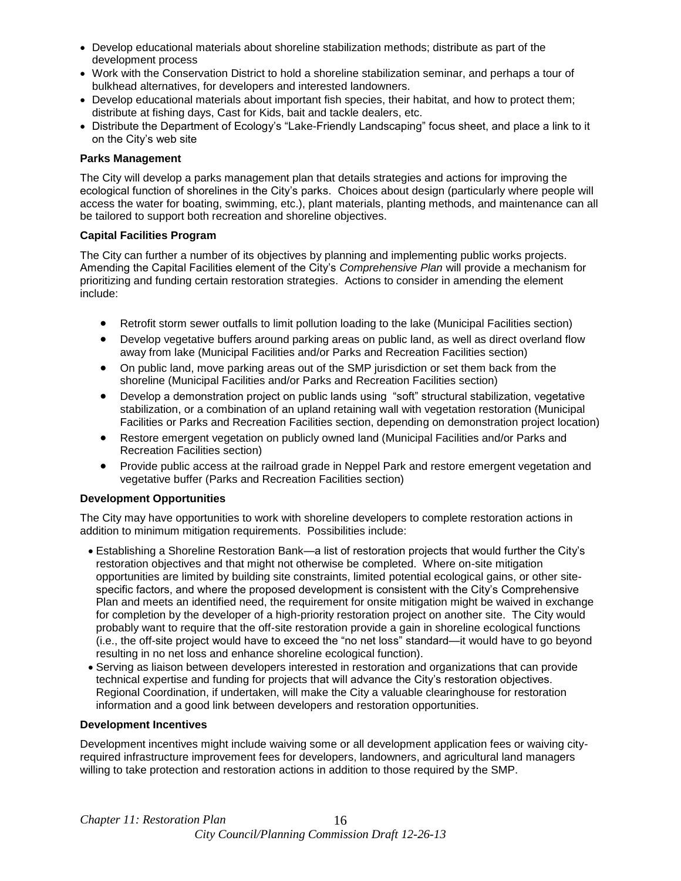- Develop educational materials about shoreline stabilization methods; distribute as part of the development process
- Work with the Conservation District to hold a shoreline stabilization seminar, and perhaps a tour of bulkhead alternatives, for developers and interested landowners.
- Develop educational materials about important fish species, their habitat, and how to protect them; distribute at fishing days, Cast for Kids, bait and tackle dealers, etc.
- Distribute the Department of Ecology's "Lake-Friendly Landscaping" focus sheet, and place a link to it on the City's web site

**Parks Management**

The City will develop a parks management plan that details strategies and actions for improving the ecological function of shorelines in the City's parks. Choices about design (particularly where people will access the water for boating, swimming, etc.), plant materials, planting methods, and maintenance can all be tailored to support both recreation and shoreline objectives.

**Capital Facilities Program**

The City can further a number of its objectives by planning and implementing public works projects. Amending the Capital Facilities element of the City's *Comprehensive Plan* will provide a mechanism for prioritizing and funding certain restoration strategies. Actions to consider in amending the element include:

- Retrofit storm sewer outfalls to limit pollution loading to the lake (Municipal Facilities section)
- Develop vegetative buffers around parking areas on public land, as well as direct overland flow away from lake (Municipal Facilities and/or Parks and Recreation Facilities section)
- On public land, move parking areas out of the SMP jurisdiction or set them back from the shoreline (Municipal Facilities and/or Parks and Recreation Facilities section)
- Develop a demonstration project on public lands using "soft" structural stabilization, vegetative stabilization, or a combination of an upland retaining wall with vegetation restoration (Municipal Facilities or Parks and Recreation Facilities section, depending on demonstration project location)
- Restore emergent vegetation on publicly owned land (Municipal Facilities and/or Parks and Recreation Facilities section)
- Provide public access at the railroad grade in Neppel Park and restore emergent vegetation and vegetative buffer (Parks and Recreation Facilities section)

**Development Opportunities**

The City may have opportunities to work with shoreline developers to complete restoration actions in addition to minimum mitigation requirements. Possibilities include:

- Establishing a Shoreline Restoration Bank—a list of restoration projects that would further the City's restoration objectives and that might not otherwise be completed. Where on-site mitigation opportunities are limited by building site constraints, limited potential ecological gains, or other site-specific factors, and where the proposed development is consistent with the City's Comprehensive Plan and meets an identified need, the requirement for onsite mitigation might be waived in exchange for completion by the developer of a high-priority restoration project on another site. The City would probably want to require that the off-site restoration provide a gain in shoreline ecological functions (i.e., the off-site project would have to exceed the "no net loss" standard—it would have to go beyond resulting in no net loss and enhance shoreline ecological function).
- Serving as liaison between developers interested in restoration and organizations that can provide technical expertise and funding for projects that will advance the City's restoration objectives. Regional Coordination, if undertaken, will make the City a valuable clearinghouse for restoration information and a good link between developers and restoration opportunities.

**Development Incentives**

Development incentives might include waiving some or all development application fees or waiving city-required infrastructure improvement fees for developers, landowners, and agricultural land managers willing to take protection and restoration actions in addition to those required by the SMP.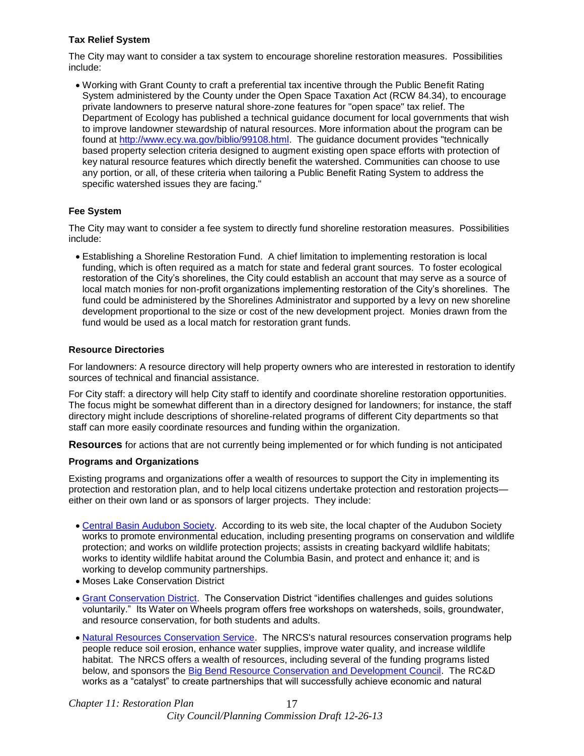**Tax Relief System**

The City may want to consider a tax system to encourage shoreline restoration measures. Possibilities include:

- Working with Grant County to craft a preferential tax incentive through the Public Benefit Rating System administered by the County under the Open Space Taxation Act (RCW 84.34), to encourage private landowners to preserve natural shore-zone features for "open space" tax relief. The Department of Ecology has published a technical guidance document for local governments that wish to improve landowner stewardship of natural resources. More information about the program can be found at [http://www.ecy.wa.gov/biblio/99108.html](http://www.ecy.wa.gov/biblio/99108.html). The guidance document provides "technically based property selection criteria designed to augment existing open space efforts with protection of key natural resource features which directly benefit the watershed. Communities can choose to use any portion, or all, of these criteria when tailoring a Public Benefit Rating System to address the specific watershed issues they are facing."

**Fee System**

The City may want to consider a fee system to directly fund shoreline restoration measures. Possibilities include:

- Establishing a Shoreline Restoration Fund. A chief limitation to implementing restoration is local funding, which is often required as a match for state and federal grant sources. To foster ecological restoration of the City's shorelines, the City could establish an account that may serve as a source of local match monies for non-profit organizations implementing restoration of the City's shorelines. The fund could be administered by the Shorelines Administrator and supported by a levy on new shoreline development proportional to the size or cost of the new development project. Monies drawn from the fund would be used as a local match for restoration grant funds.

**Resource Directories**

For landowners: A resource directory will help property owners who are interested in restoration to identify sources of technical and financial assistance.

For City staff: a directory will help City staff to identify and coordinate shoreline restoration opportunities. The focus might be somewhat different than in a directory designed for landowners; for instance, the staff directory might include descriptions of shoreline-related programs of different City departments so that staff can more easily coordinate resources and funding within the organization.

**Resources** for actions that are not currently being implemented or for which funding is not anticipated

**Programs and Organizations**

Existing programs and organizations offer a wealth of resources to support the City in implementing its protection and restoration plan, and to help local citizens undertake protection and restoration projects—either on their own land or as sponsors of larger projects. They include:

- Central Basin Audubon Society. According to its web site, the local chapter of the Audubon Society works to promote environmental education, including presenting programs on conservation and wildlife protection; and works on wildlife protection projects; assists in creating backyard wildlife habitats; works to identity wildlife habitat around the Columbia Basin, and protect and enhance it; and is working to develop community partnerships.
- Moses Lake Conservation District
- Grant Conservation District. The Conservation District "identifies challenges and guides solutions voluntarily." Its Water on Wheels program offers free workshops on watersheds, soils, groundwater, and resource conservation, for both students and adults.
- Natural Resources Conservation Service. The NRCS's natural resources conservation programs help people reduce soil erosion, enhance water supplies, improve water quality, and increase wildlife habitat. The NRCS offers a wealth of resources, including several of the funding programs listed below, and sponsors the Big Bend Resource Conservation and Development Council. The RC&D works as a "catalyst" to create partnerships that will successfully achieve economic and natural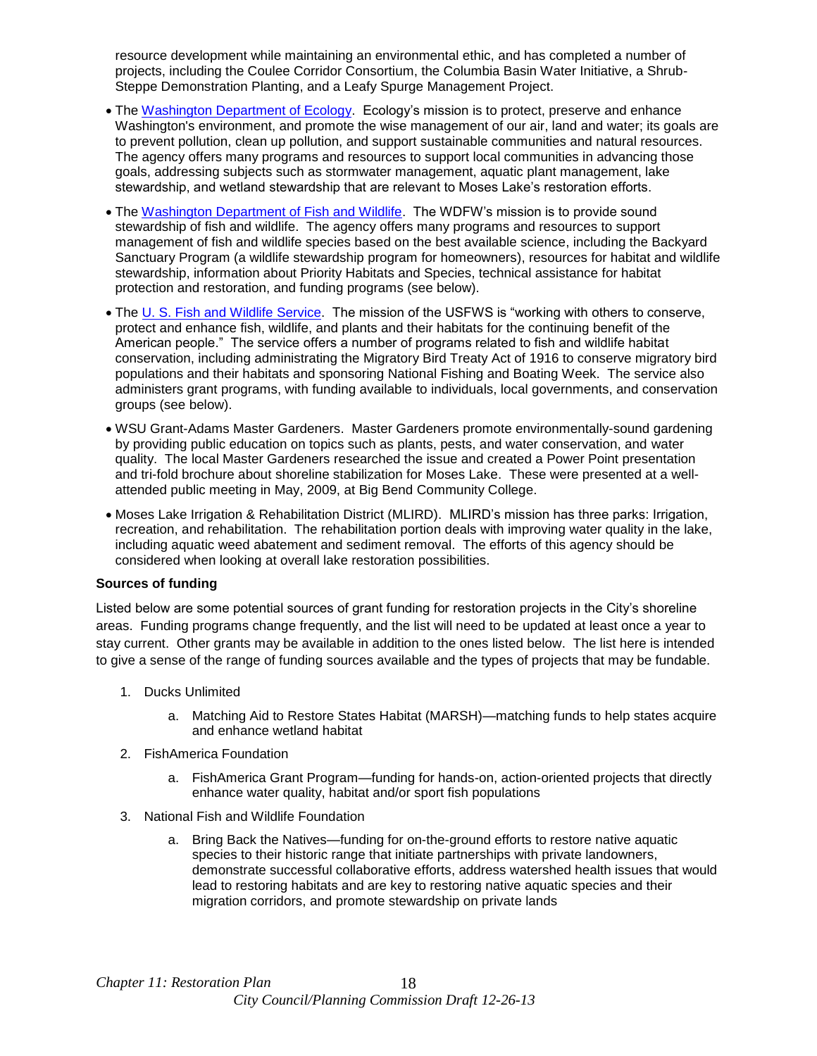resource development while maintaining an environmental ethic, and has completed a number of projects, including the Coulee Corridor Consortium, the Columbia Basin Water Initiative, a Shrub-Steppe Demonstration Planting, and a Leafy Spurge Management Project.

- The Washington Department of Ecology. Ecology's mission is to protect, preserve and enhance Washington's environment, and promote the wise management of our air, land and water; its goals are to prevent pollution, clean up pollution, and support sustainable communities and natural resources. The agency offers many programs and resources to support local communities in advancing those goals, addressing subjects such as stormwater management, aquatic plant management, lake stewardship, and wetland stewardship that are relevant to Moses Lake's restoration efforts.
- The Washington Department of Fish and Wildlife. The WDFW's mission is to provide sound stewardship of fish and wildlife. The agency offers many programs and resources to support management of fish and wildlife species based on the best available science, including the Backyard Sanctuary Program (a wildlife stewardship program for homeowners), resources for habitat and wildlife stewardship, information about Priority Habitats and Species, technical assistance for habitat protection and restoration, and funding programs (see below).
- The U. S. Fish and Wildlife Service. The mission of the USFWS is "working with others to conserve, protect and enhance fish, wildlife, and plants and their habitats for the continuing benefit of the American people." The service offers a number of programs related to fish and wildlife habitat conservation, including administrating the Migratory Bird Treaty Act of 1916 to conserve migratory bird populations and their habitats and sponsoring National Fishing and Boating Week. The service also administers grant programs, with funding available to individuals, local governments, and conservation groups (see below).
- WSU Grant-Adams Master Gardeners. Master Gardeners promote environmentally-sound gardening by providing public education on topics such as plants, pests, and water conservation, and water quality. The local Master Gardeners researched the issue and created a Power Point presentation and tri-fold brochure about shoreline stabilization for Moses Lake. These were presented at a well-attended public meeting in May, 2009, at Big Bend Community College.
- Moses Lake Irrigation & Rehabilitation District (MLIRD). MLIRD's mission has three parks: Irrigation, recreation, and rehabilitation. The rehabilitation portion deals with improving water quality in the lake, including aquatic weed abatement and sediment removal. The efforts of this agency should be considered when looking at overall lake restoration possibilities.

**Sources of funding**

Listed below are some potential sources of grant funding for restoration projects in the City's shoreline areas. Funding programs change frequently, and the list will need to be updated at least once a year to stay current. Other grants may be available in addition to the ones listed below. The list here is intended to give a sense of the range of funding sources available and the types of projects that may be fundable.

1. Ducks Unlimited
    a. Matching Aid to Restore States Habitat (MARSH)—matching funds to help states acquire and enhance wetland habitat
2. FishAmerica Foundation
    a. FishAmerica Grant Program—funding for hands-on, action-oriented projects that directly enhance water quality, habitat and/or sport fish populations
3. National Fish and Wildlife Foundation
    a. Bring Back the Natives—funding for on-the-ground efforts to restore native aquatic species to their historic range that initiate partnerships with private landowners, demonstrate successful collaborative efforts, address watershed health issues that would lead to restoring habitats and are key to restoring native aquatic species and their migration corridors, and promote stewardship on private lands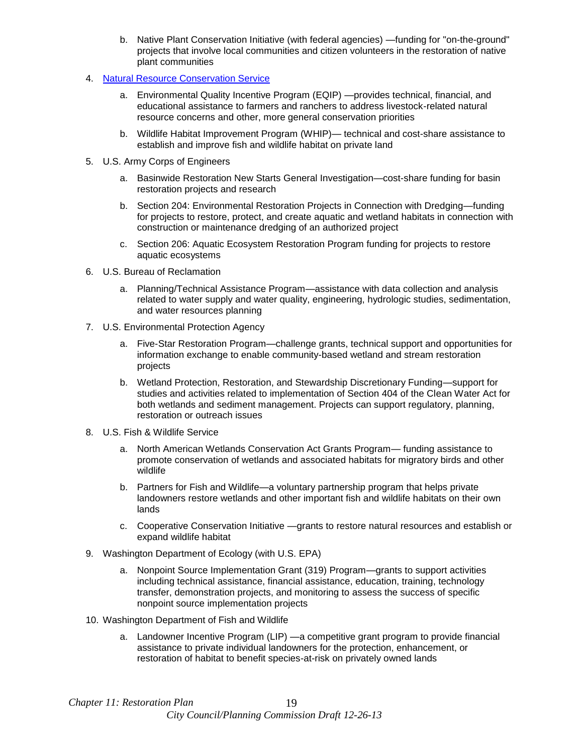b. Native Plant Conservation Initiative (with federal agencies) —funding for "on-the-ground" projects that involve local communities and citizen volunteers in the restoration of native plant communities

4. Natural Resource Conservation Service
   a. Environmental Quality Incentive Program (EQIP) —provides technical, financial, and educational assistance to farmers and ranchers to address livestock-related natural resource concerns and other, more general conservation priorities
   b. Wildlife Habitat Improvement Program (WHIP)— technical and cost-share assistance to establish and improve fish and wildlife habitat on private land

5. U.S. Army Corps of Engineers
   a. Basinwide Restoration New Starts General Investigation—cost-share funding for basin restoration projects and research
   b. Section 204: Environmental Restoration Projects in Connection with Dredging—funding for projects to restore, protect, and create aquatic and wetland habitats in connection with construction or maintenance dredging of an authorized project
   c. Section 206: Aquatic Ecosystem Restoration Program funding for projects to restore aquatic ecosystems

6. U.S. Bureau of Reclamation
   a. Planning/Technical Assistance Program—assistance with data collection and analysis related to water supply and water quality, engineering, hydrologic studies, sedimentation, and water resources planning

7. U.S. Environmental Protection Agency
   a. Five-Star Restoration Program—challenge grants, technical support and opportunities for information exchange to enable community-based wetland and stream restoration projects
   b. Wetland Protection, Restoration, and Stewardship Discretionary Funding—support for studies and activities related to implementation of Section 404 of the Clean Water Act for both wetlands and sediment management. Projects can support regulatory, planning, restoration or outreach issues

8. U.S. Fish & Wildlife Service
   a. North American Wetlands Conservation Act Grants Program— funding assistance to promote conservation of wetlands and associated habitats for migratory birds and other wildlife
   b. Partners for Fish and Wildlife—a voluntary partnership program that helps private landowners restore wetlands and other important fish and wildlife habitats on their own lands
   c. Cooperative Conservation Initiative —grants to restore natural resources and establish or expand wildlife habitat

9. Washington Department of Ecology (with U.S. EPA)
   a. Nonpoint Source Implementation Grant (319) Program—grants to support activities including technical assistance, financial assistance, education, training, technology transfer, demonstration projects, and monitoring to assess the success of specific nonpoint source implementation projects

10. Washington Department of Fish and Wildlife
    a. Landowner Incentive Program (LIP) —a competitive grant program to provide financial assistance to private individual landowners for the protection, enhancement, or restoration of habitat to benefit species-at-risk on privately owned lands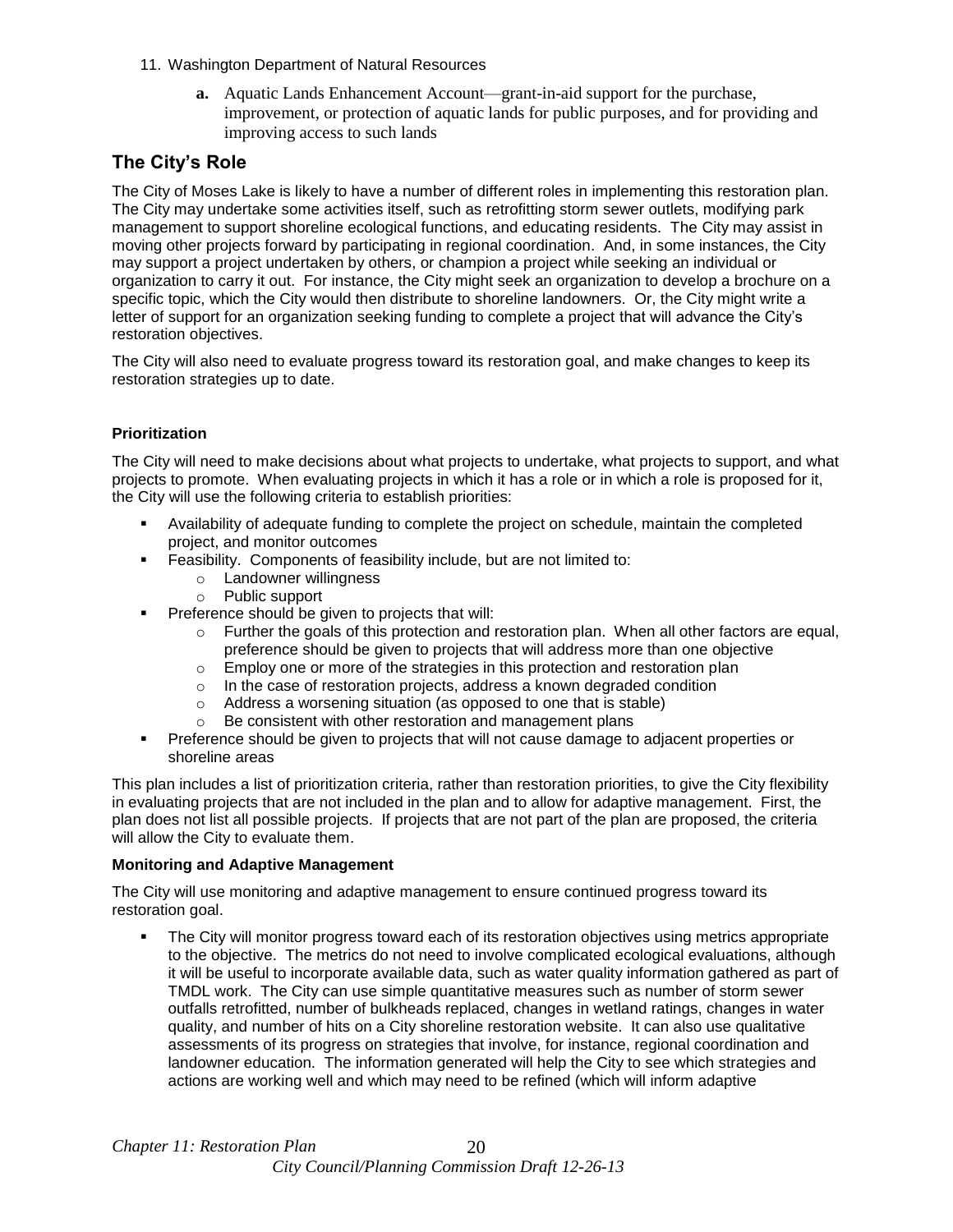11. Washington Department of Natural Resources
    a. Aquatic Lands Enhancement Account—grant-in-aid support for the purchase, improvement, or protection of aquatic lands for public purposes, and for providing and improving access to such lands

## The City's Role

The City of Moses Lake is likely to have a number of different roles in implementing this restoration plan. The City may undertake some activities itself, such as retrofitting storm sewer outlets, modifying park management to support shoreline ecological functions, and educating residents. The City may assist in moving other projects forward by participating in regional coordination. And, in some instances, the City may support a project undertaken by others, or champion a project while seeking an individual or organization to carry it out. For instance, the City might seek an organization to develop a brochure on a specific topic, which the City would then distribute to shoreline landowners. Or, the City might write a letter of support for an organization seeking funding to complete a project that will advance the City's restoration objectives.

The City will also need to evaluate progress toward its restoration goal, and make changes to keep its restoration strategies up to date.

### Prioritization

The City will need to make decisions about what projects to undertake, what projects to support, and what projects to promote. When evaluating projects in which it has a role or in which a role is proposed for it, the City will use the following criteria to establish priorities:

- Availability of adequate funding to complete the project on schedule, maintain the completed project, and monitor outcomes
- Feasibility. Components of feasibility include, but are not limited to:
  - Landowner willingness
  - Public support
- Preference should be given to projects that will:
  - Further the goals of this protection and restoration plan. When all other factors are equal, preference should be given to projects that will address more than one objective
  - Employ one or more of the strategies in this protection and restoration plan
  - In the case of restoration projects, address a known degraded condition
  - Address a worsening situation (as opposed to one that is stable)
  - Be consistent with other restoration and management plans
- Preference should be given to projects that will not cause damage to adjacent properties or shoreline areas

This plan includes a list of prioritization criteria, rather than restoration priorities, to give the City flexibility in evaluating projects that are not included in the plan and to allow for adaptive management. First, the plan does not list all possible projects. If projects that are not part of the plan are proposed, the criteria will allow the City to evaluate them.

### Monitoring and Adaptive Management

The City will use monitoring and adaptive management to ensure continued progress toward its restoration goal.

- The City will monitor progress toward each of its restoration objectives using metrics appropriate to the objective. The metrics do not need to involve complicated ecological evaluations, although it will be useful to incorporate available data, such as water quality information gathered as part of TMDL work. The City can use simple quantitative measures such as number of storm sewer outfalls retrofitted, number of bulkheads replaced, changes in wetland ratings, changes in water quality, and number of hits on a City shoreline restoration website. It can also use qualitative assessments of its progress on strategies that involve, for instance, regional coordination and landowner education. The information generated will help the City to see which strategies and actions are working well and which may need to be refined (which will inform adaptive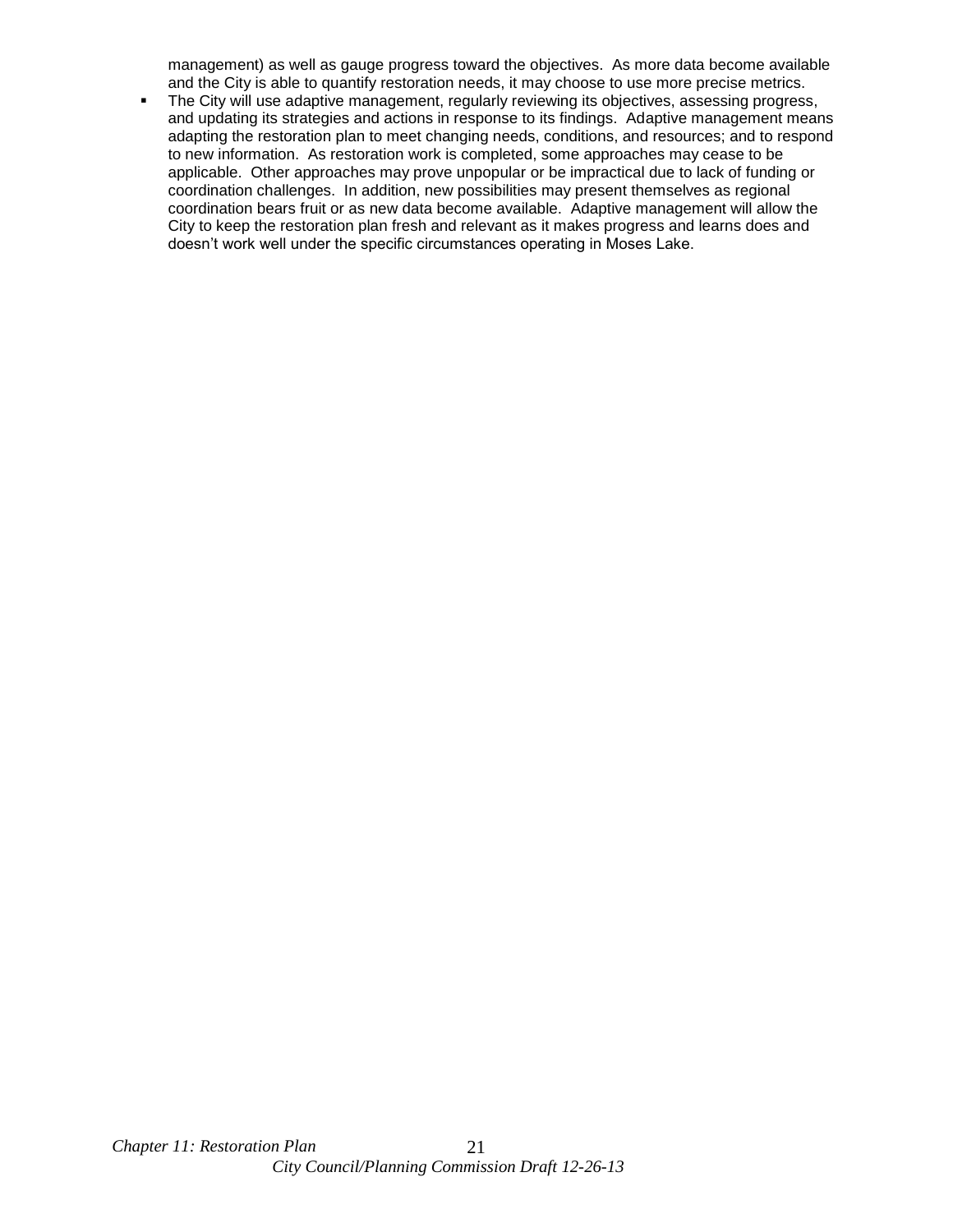management) as well as gauge progress toward the objectives. As more data become available and the City is able to quantify restoration needs, it may choose to use more precise metrics.

- The City will use adaptive management, regularly reviewing its objectives, assessing progress, and updating its strategies and actions in response to its findings. Adaptive management means adapting the restoration plan to meet changing needs, conditions, and resources; and to respond to new information. As restoration work is completed, some approaches may cease to be applicable. Other approaches may prove unpopular or be impractical due to lack of funding or coordination challenges. In addition, new possibilities may present themselves as regional coordination bears fruit or as new data become available. Adaptive management will allow the City to keep the restoration plan fresh and relevant as it makes progress and learns does and doesn't work well under the specific circumstances operating in Moses Lake.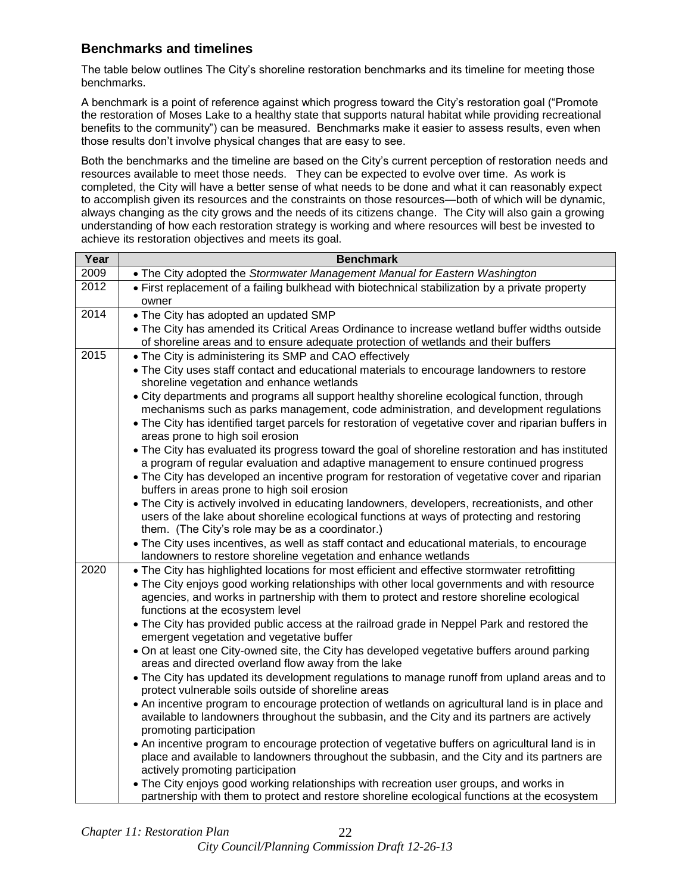## Benchmarks and timelines

The table below outlines The City's shoreline restoration benchmarks and its timeline for meeting those benchmarks.

A benchmark is a point of reference against which progress toward the City's restoration goal ("Promote the restoration of Moses Lake to a healthy state that supports natural habitat while providing recreational benefits to the community") can be measured. Benchmarks make it easier to assess results, even when those results don't involve physical changes that are easy to see.

Both the benchmarks and the timeline are based on the City's current perception of restoration needs and resources available to meet those needs. They can be expected to evolve over time. As work is completed, the City will have a better sense of what needs to be done and what it can reasonably expect to accomplish given its resources and the constraints on those resources—both of which will be dynamic, always changing as the city grows and the needs of its citizens change. The City will also gain a growing understanding of how each restoration strategy is working and where resources will best be invested to achieve its restoration objectives and meets its goal.

| Year | Benchmark |
|---|---|
| 2009 | • The City adopted the *Stormwater Management Manual for Eastern Washington* |
| 2012 | • First replacement of a failing bulkhead with biotechnical stabilization by a private property owner |
| 2014 | • The City has adopted an updated SMP<br>• The City has amended its Critical Areas Ordinance to increase wetland buffer widths outside of shoreline areas and to ensure adequate protection of wetlands and their buffers |
| 2015 | • The City is administering its SMP and CAO effectively<br>• The City uses staff contact and educational materials to encourage landowners to restore shoreline vegetation and enhance wetlands<br>• City departments and programs all support healthy shoreline ecological function, through mechanisms such as parks management, code administration, and development regulations<br>• The City has identified target parcels for restoration of vegetative cover and riparian buffers in areas prone to high soil erosion<br>• The City has evaluated its progress toward the goal of shoreline restoration and has instituted a program of regular evaluation and adaptive management to ensure continued progress<br>• The City has developed an incentive program for restoration of vegetative cover and riparian buffers in areas prone to high soil erosion<br>• The City is actively involved in educating landowners, developers, recreationists, and other users of the lake about shoreline ecological functions at ways of protecting and restoring them. (The City's role may be as a coordinator.)<br>• The City uses incentives, as well as staff contact and educational materials, to encourage landowners to restore shoreline vegetation and enhance wetlands |
| 2020 | • The City has highlighted locations for most efficient and effective stormwater retrofitting<br>• The City enjoys good working relationships with other local governments and with resource agencies, and works in partnership with them to protect and restore shoreline ecological functions at the ecosystem level<br>• The City has provided public access at the railroad grade in Neppel Park and restored the emergent vegetation and vegetative buffer<br>• On at least one City-owned site, the City has developed vegetative buffers around parking areas and directed overland flow away from the lake<br>• The City has updated its development regulations to manage runoff from upland areas and to protect vulnerable soils outside of shoreline areas<br>• An incentive program to encourage protection of wetlands on agricultural land is in place and available to landowners throughout the subbasin, and the City and its partners are actively promoting participation<br>• An incentive program to encourage protection of vegetative buffers on agricultural land is in place and available to landowners throughout the subbasin, and the City and its partners are actively promoting participation<br>• The City enjoys good working relationships with recreation user groups, and works in partnership with them to protect and restore shoreline ecological functions at the ecosystem |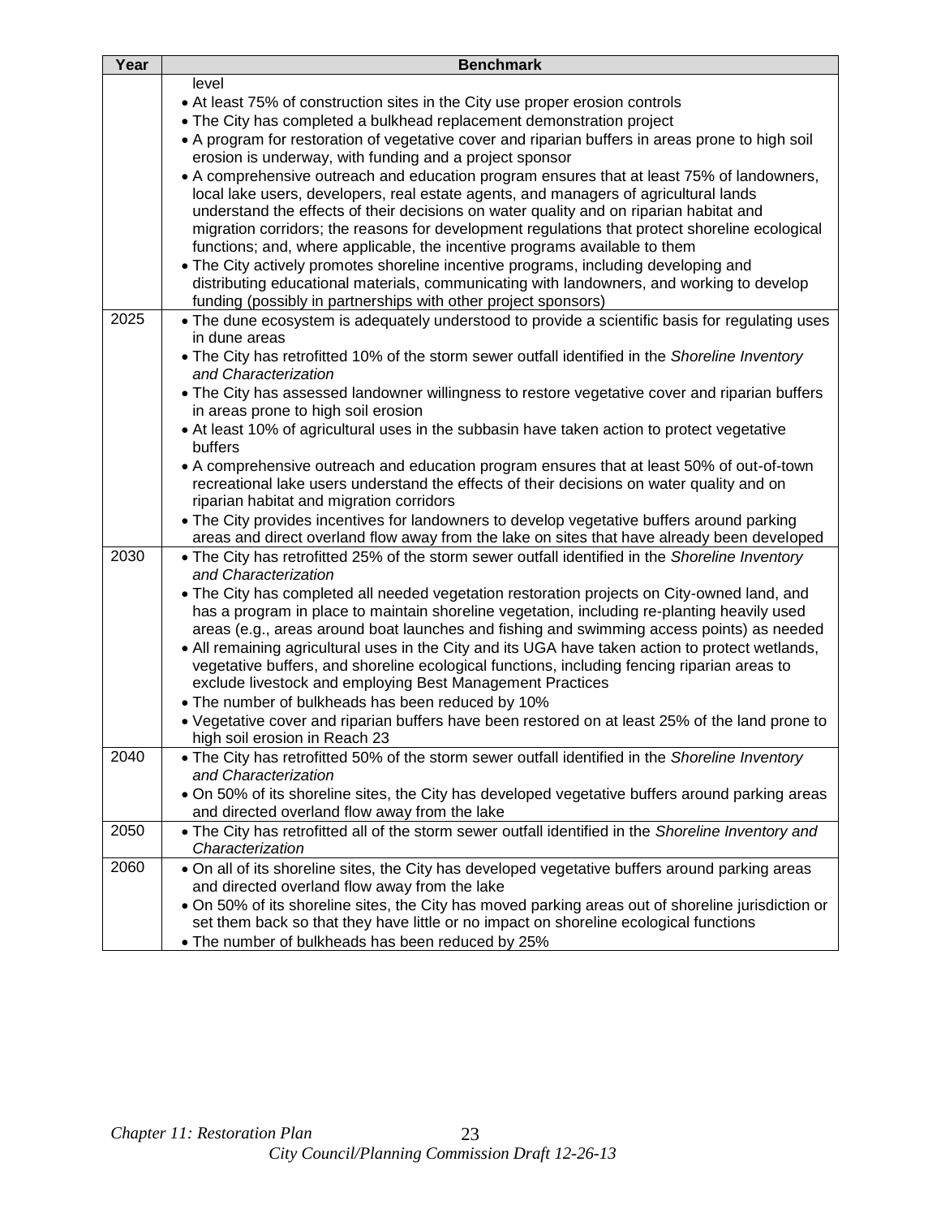| Year | Benchmark |
|---|---|
| | level<br>• At least 75% of construction sites in the City use proper erosion controls<br>• The City has completed a bulkhead replacement demonstration project<br>• A program for restoration of vegetative cover and riparian buffers in areas prone to high soil erosion is underway, with funding and a project sponsor<br>• A comprehensive outreach and education program ensures that at least 75% of landowners, local lake users, developers, real estate agents, and managers of agricultural lands understand the effects of their decisions on water quality and on riparian habitat and migration corridors; the reasons for development regulations that protect shoreline ecological functions; and, where applicable, the incentive programs available to them<br>• The City actively promotes shoreline incentive programs, including developing and distributing educational materials, communicating with landowners, and working to develop funding (possibly in partnerships with other project sponsors) |
| 2025 | • The dune ecosystem is adequately understood to provide a scientific basis for regulating uses in dune areas<br>• The City has retrofitted 10% of the storm sewer outfall identified in the *Shoreline Inventory and Characterization*<br>• The City has assessed landowner willingness to restore vegetative cover and riparian buffers in areas prone to high soil erosion<br>• At least 10% of agricultural uses in the subbasin have taken action to protect vegetative buffers<br>• A comprehensive outreach and education program ensures that at least 50% of out-of-town recreational lake users understand the effects of their decisions on water quality and on riparian habitat and migration corridors<br>• The City provides incentives for landowners to develop vegetative buffers around parking areas and direct overland flow away from the lake on sites that have already been developed |
| 2030 | • The City has retrofitted 25% of the storm sewer outfall identified in the *Shoreline Inventory and Characterization*<br>• The City has completed all needed vegetation restoration projects on City-owned land, and has a program in place to maintain shoreline vegetation, including re-planting heavily used areas (e.g., areas around boat launches and fishing and swimming access points) as needed<br>• All remaining agricultural uses in the City and its UGA have taken action to protect wetlands, vegetative buffers, and shoreline ecological functions, including fencing riparian areas to exclude livestock and employing Best Management Practices<br>• The number of bulkheads has been reduced by 10%<br>• Vegetative cover and riparian buffers have been restored on at least 25% of the land prone to high soil erosion in Reach 23 |
| 2040 | • The City has retrofitted 50% of the storm sewer outfall identified in the *Shoreline Inventory and Characterization*<br>• On 50% of its shoreline sites, the City has developed vegetative buffers around parking areas and directed overland flow away from the lake |
| 2050 | • The City has retrofitted all of the storm sewer outfall identified in the *Shoreline Inventory and Characterization* |
| 2060 | • On all of its shoreline sites, the City has developed vegetative buffers around parking areas and directed overland flow away from the lake<br>• On 50% of its shoreline sites, the City has moved parking areas out of shoreline jurisdiction or set them back so that they have little or no impact on shoreline ecological functions<br>• The number of bulkheads has been reduced by 25% |